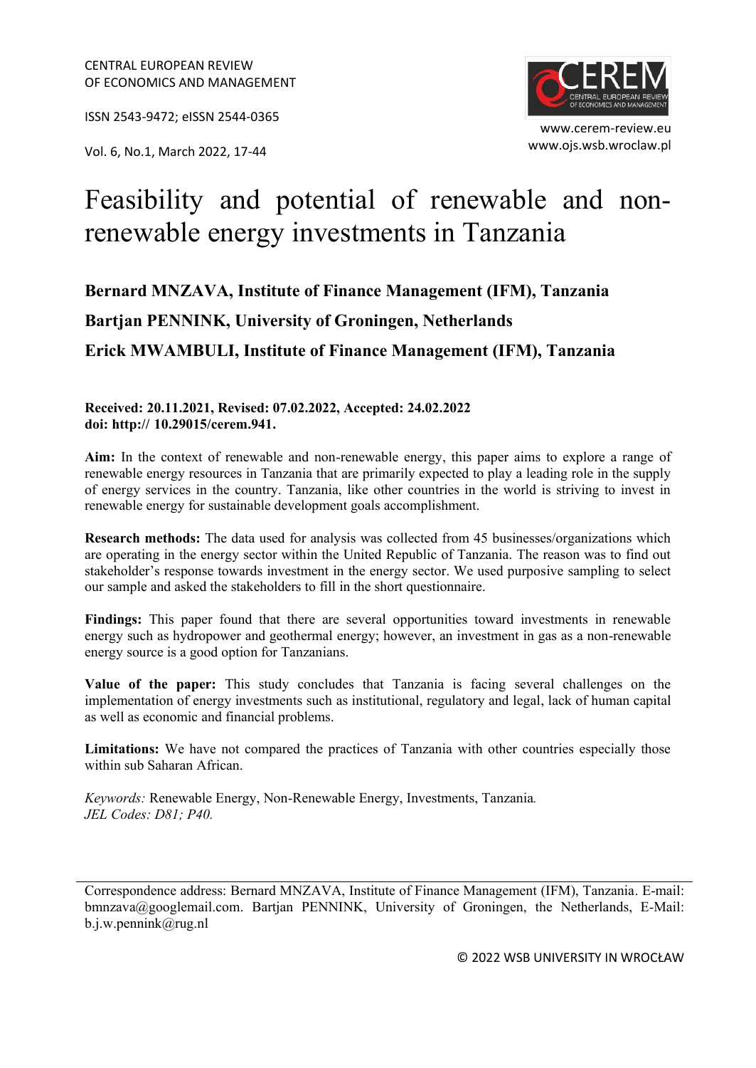CENTRAL EUROPEAN REVIEW
OF ECONOMICS AND MANAGEMENT

ISSN 2543-9472; eISSN 2544-0365

Vol. 6, No.1, March 2022, 17-44

www.cerem-review.eu
www.ojs.wsb.wroclaw.pl

# Feasibility and potential of renewable and non-renewable energy investments in Tanzania

**Bernard MNZAVA, Institute of Finance Management (IFM), Tanzania**

**Bartjan PENNINK, University of Groningen, Netherlands**

**Erick MWAMBULI, Institute of Finance Management (IFM), Tanzania**

**Received: 20.11.2021, Revised: 07.02.2022, Accepted: 24.02.2022**
**doi: http:// 10.29015/cerem.941.**

**Aim:** In the context of renewable and non-renewable energy, this paper aims to explore a range of renewable energy resources in Tanzania that are primarily expected to play a leading role in the supply of energy services in the country. Tanzania, like other countries in the world is striving to invest in renewable energy for sustainable development goals accomplishment.

**Research methods:** The data used for analysis was collected from 45 businesses/organizations which are operating in the energy sector within the United Republic of Tanzania. The reason was to find out stakeholder's response towards investment in the energy sector. We used purposive sampling to select our sample and asked the stakeholders to fill in the short questionnaire.

**Findings:** This paper found that there are several opportunities toward investments in renewable energy such as hydropower and geothermal energy; however, an investment in gas as a non-renewable energy source is a good option for Tanzanians.

**Value of the paper:** This study concludes that Tanzania is facing several challenges on the implementation of energy investments such as institutional, regulatory and legal, lack of human capital as well as economic and financial problems.

**Limitations:** We have not compared the practices of Tanzania with other countries especially those within sub Saharan African.

*Keywords:* Renewable Energy, Non-Renewable Energy, Investments, Tanzania.
*JEL Codes: D81; P40.*

---

Correspondence address: Bernard MNZAVA, Institute of Finance Management (IFM), Tanzania. E-mail: bmnzava@googlemail.com. Bartjan PENNINK, University of Groningen, the Netherlands, E-Mail: b.j.w.pennink@rug.nl

© 2022 WSB UNIVERSITY IN WROCŁAW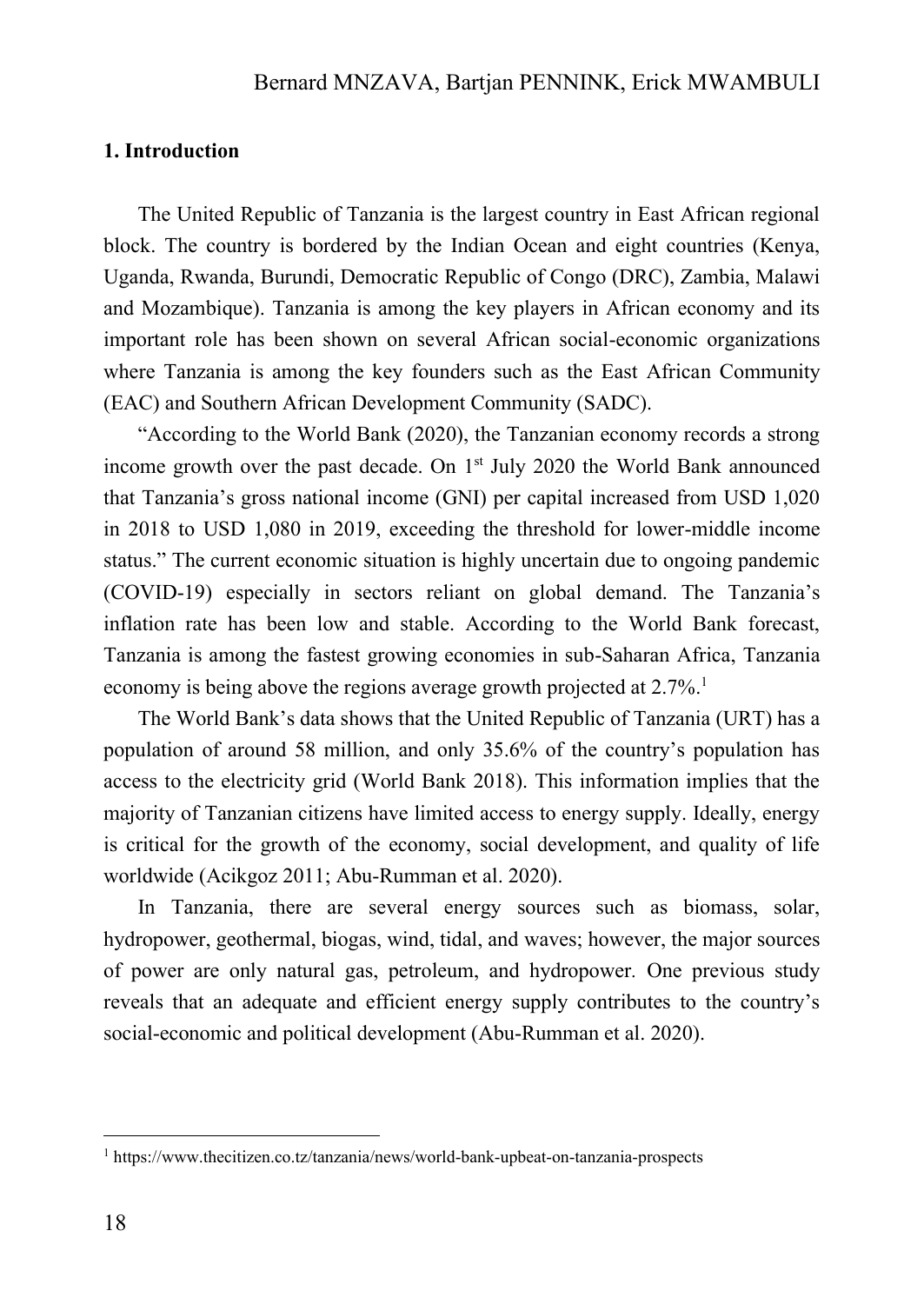## 1. Introduction

The United Republic of Tanzania is the largest country in East African regional block. The country is bordered by the Indian Ocean and eight countries (Kenya, Uganda, Rwanda, Burundi, Democratic Republic of Congo (DRC), Zambia, Malawi and Mozambique). Tanzania is among the key players in African economy and its important role has been shown on several African social-economic organizations where Tanzania is among the key founders such as the East African Community (EAC) and Southern African Development Community (SADC).

"According to the World Bank (2020), the Tanzanian economy records a strong income growth over the past decade. On 1st July 2020 the World Bank announced that Tanzania's gross national income (GNI) per capital increased from USD 1,020 in 2018 to USD 1,080 in 2019, exceeding the threshold for lower-middle income status." The current economic situation is highly uncertain due to ongoing pandemic (COVID-19) especially in sectors reliant on global demand. The Tanzania's inflation rate has been low and stable. According to the World Bank forecast, Tanzania is among the fastest growing economies in sub-Saharan Africa, Tanzania economy is being above the regions average growth projected at 2.7%.[1]

The World Bank's data shows that the United Republic of Tanzania (URT) has a population of around 58 million, and only 35.6% of the country's population has access to the electricity grid (World Bank 2018). This information implies that the majority of Tanzanian citizens have limited access to energy supply. Ideally, energy is critical for the growth of the economy, social development, and quality of life worldwide (Acikgoz 2011; Abu-Rumman et al. 2020).

In Tanzania, there are several energy sources such as biomass, solar, hydropower, geothermal, biogas, wind, tidal, and waves; however, the major sources of power are only natural gas, petroleum, and hydropower. One previous study reveals that an adequate and efficient energy supply contributes to the country's social-economic and political development (Abu-Rumman et al. 2020).

[1] https://www.thecitizen.co.tz/tanzania/news/world-bank-upbeat-on-tanzania-prospects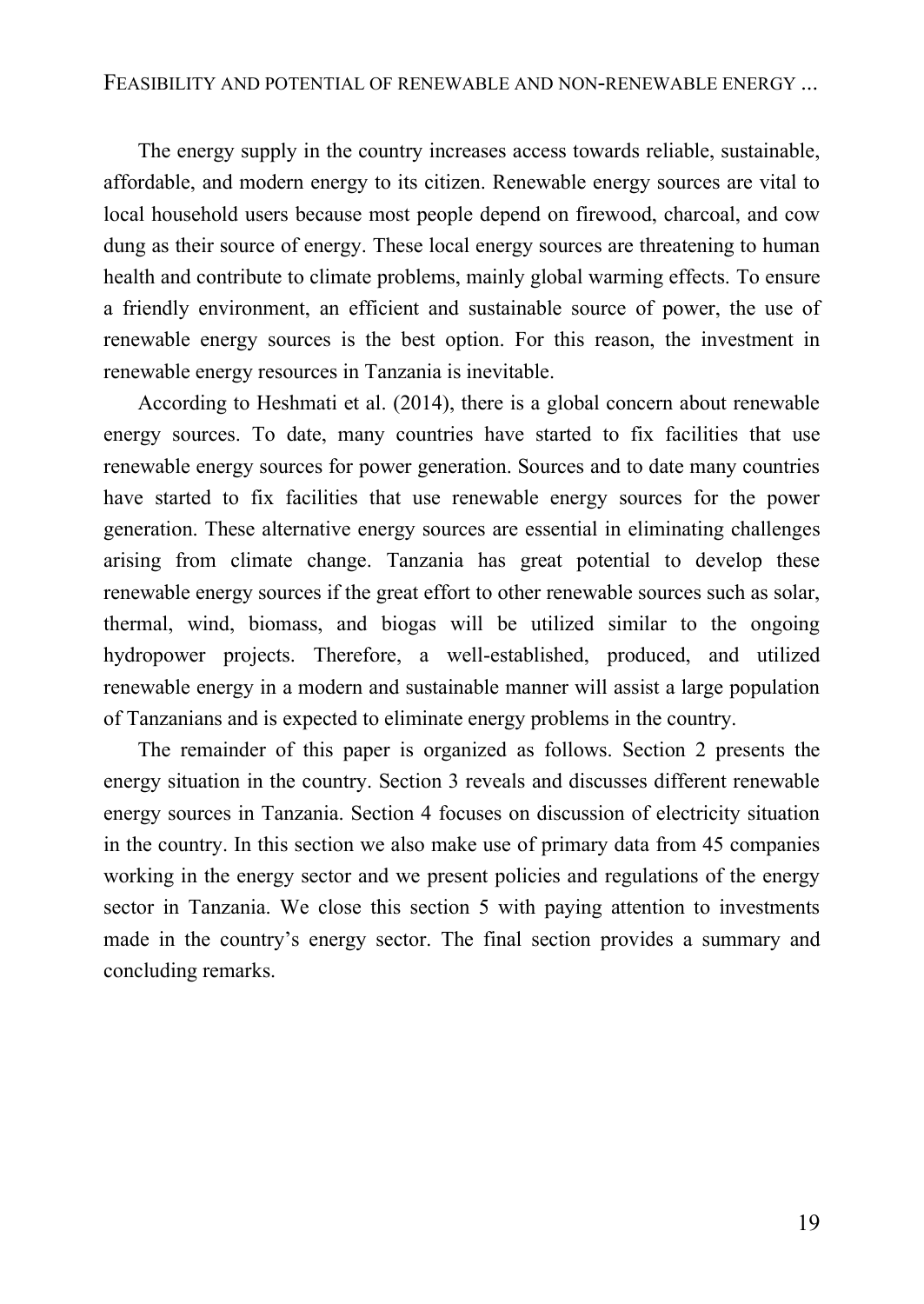The energy supply in the country increases access towards reliable, sustainable, affordable, and modern energy to its citizen. Renewable energy sources are vital to local household users because most people depend on firewood, charcoal, and cow dung as their source of energy. These local energy sources are threatening to human health and contribute to climate problems, mainly global warming effects. To ensure a friendly environment, an efficient and sustainable source of power, the use of renewable energy sources is the best option. For this reason, the investment in renewable energy resources in Tanzania is inevitable.

According to Heshmati et al. (2014), there is a global concern about renewable energy sources. To date, many countries have started to fix facilities that use renewable energy sources for power generation. Sources and to date many countries have started to fix facilities that use renewable energy sources for the power generation. These alternative energy sources are essential in eliminating challenges arising from climate change. Tanzania has great potential to develop these renewable energy sources if the great effort to other renewable sources such as solar, thermal, wind, biomass, and biogas will be utilized similar to the ongoing hydropower projects. Therefore, a well-established, produced, and utilized renewable energy in a modern and sustainable manner will assist a large population of Tanzanians and is expected to eliminate energy problems in the country.

The remainder of this paper is organized as follows. Section 2 presents the energy situation in the country. Section 3 reveals and discusses different renewable energy sources in Tanzania. Section 4 focuses on discussion of electricity situation in the country. In this section we also make use of primary data from 45 companies working in the energy sector and we present policies and regulations of the energy sector in Tanzania. We close this section 5 with paying attention to investments made in the country's energy sector. The final section provides a summary and concluding remarks.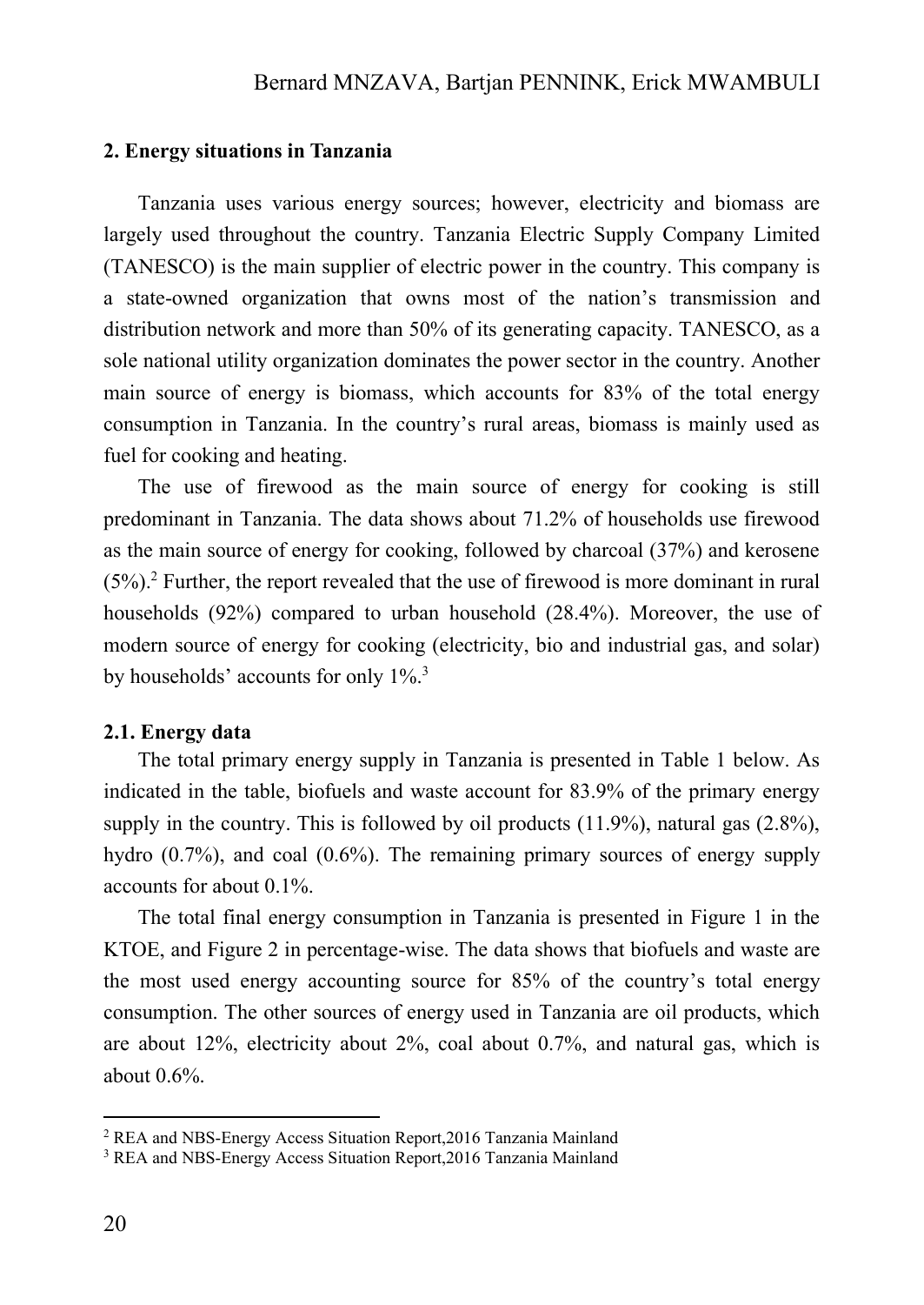## 2. Energy situations in Tanzania

Tanzania uses various energy sources; however, electricity and biomass are largely used throughout the country. Tanzania Electric Supply Company Limited (TANESCO) is the main supplier of electric power in the country. This company is a state-owned organization that owns most of the nation's transmission and distribution network and more than 50% of its generating capacity. TANESCO, as a sole national utility organization dominates the power sector in the country. Another main source of energy is biomass, which accounts for 83% of the total energy consumption in Tanzania. In the country's rural areas, biomass is mainly used as fuel for cooking and heating.

The use of firewood as the main source of energy for cooking is still predominant in Tanzania. The data shows about 71.2% of households use firewood as the main source of energy for cooking, followed by charcoal (37%) and kerosene (5%).[2] Further, the report revealed that the use of firewood is more dominant in rural households (92%) compared to urban household (28.4%). Moreover, the use of modern source of energy for cooking (electricity, bio and industrial gas, and solar) by households' accounts for only 1%.[3]

### 2.1. Energy data

The total primary energy supply in Tanzania is presented in Table 1 below. As indicated in the table, biofuels and waste account for 83.9% of the primary energy supply in the country. This is followed by oil products (11.9%), natural gas (2.8%), hydro (0.7%), and coal (0.6%). The remaining primary sources of energy supply accounts for about 0.1%.

The total final energy consumption in Tanzania is presented in Figure 1 in the KTOE, and Figure 2 in percentage-wise. The data shows that biofuels and waste are the most used energy accounting source for 85% of the country's total energy consumption. The other sources of energy used in Tanzania are oil products, which are about 12%, electricity about 2%, coal about 0.7%, and natural gas, which is about 0.6%.

[2] REA and NBS-Energy Access Situation Report,2016 Tanzania Mainland

[3] REA and NBS-Energy Access Situation Report,2016 Tanzania Mainland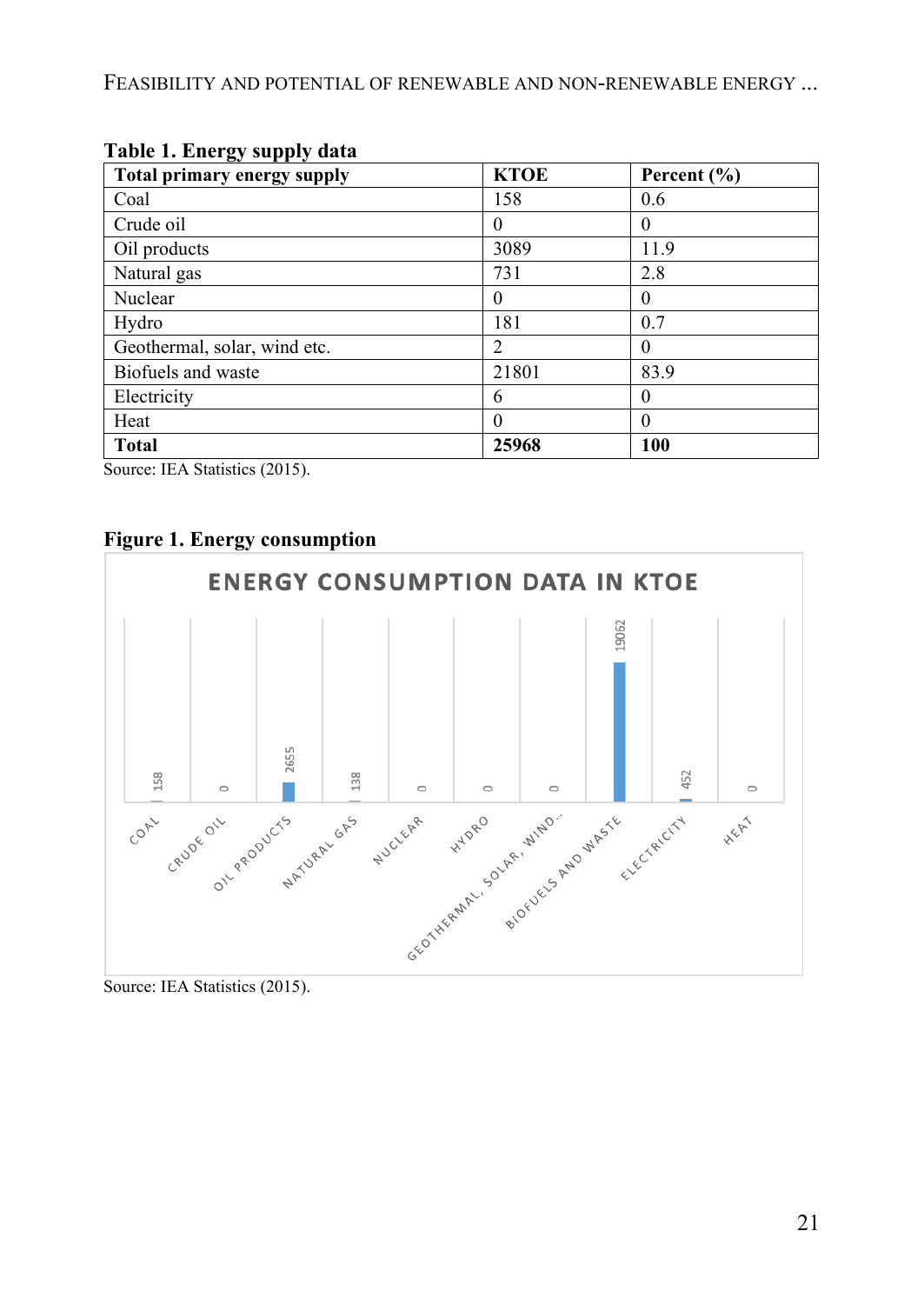**Table 1. Energy supply data**

| Total primary energy supply | KTOE | Percent (%) |
|---|---|---|
| Coal | 158 | 0.6 |
| Crude oil | 0 | 0 |
| Oil products | 3089 | 11.9 |
| Natural gas | 731 | 2.8 |
| Nuclear | 0 | 0 |
| Hydro | 181 | 0.7 |
| Geothermal, solar, wind etc. | 2 | 0 |
| Biofuels and waste | 21801 | 83.9 |
| Electricity | 6 | 0 |
| Heat | 0 | 0 |
| **Total** | **25968** | **100** |

Source: IEA Statistics (2015).

**Figure 1. Energy consumption**

ENERGY CONSUMPTION DATA IN KTOE

| Category | KTOE |
|---|---|
| Coal | 158 |
| Crude oil | 0 |
| Oil products | 2655 |
| Natural gas | 138 |
| Nuclear | 0 |
| Hydro | 0 |
| Geothermal, solar, wind... | 0 |
| Biofuels and waste | 19062 |
| Electricity | 452 |
| Heat | 0 |

Source: IEA Statistics (2015).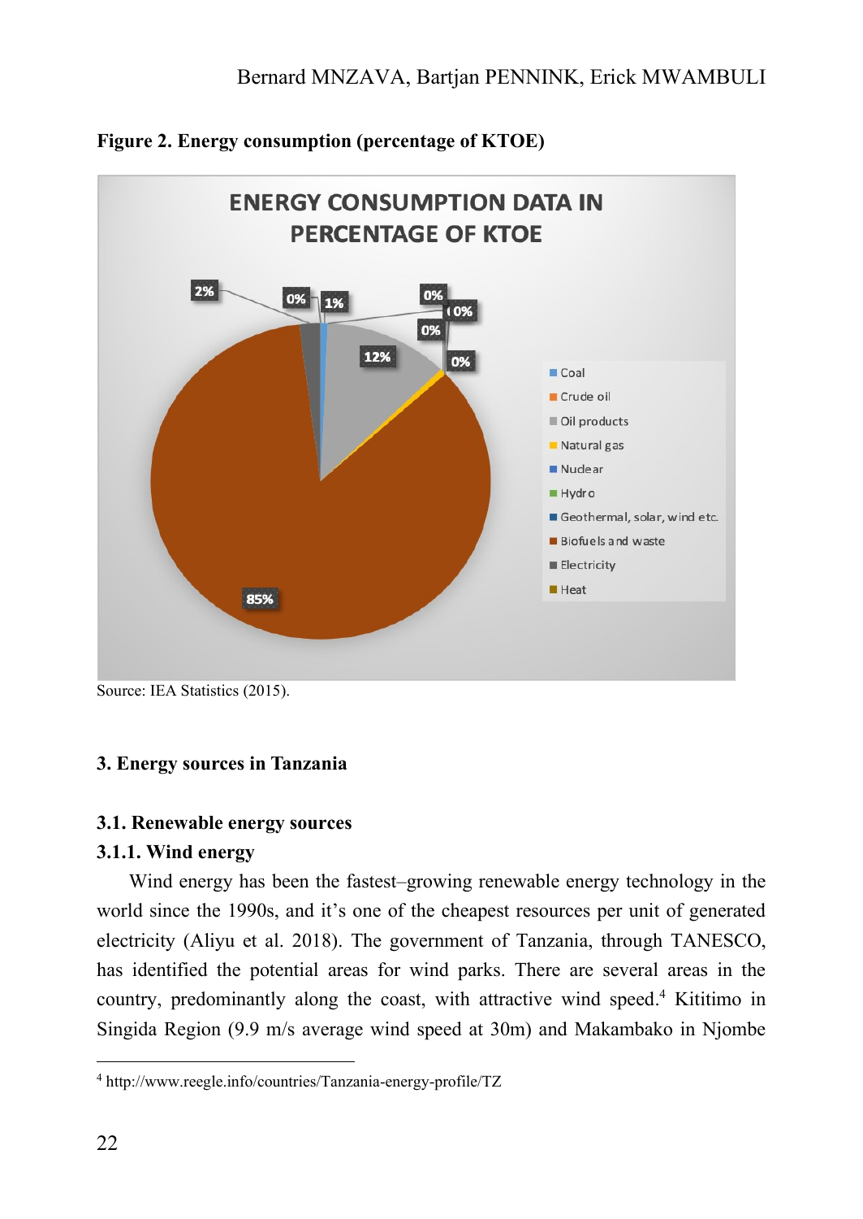**Figure 2. Energy consumption (percentage of KTOE)**

Source: IEA Statistics (2015).

### 3. Energy sources in Tanzania

#### 3.1. Renewable energy sources

#### 3.1.1. Wind energy

Wind energy has been the fastest–growing renewable energy technology in the world since the 1990s, and it's one of the cheapest resources per unit of generated electricity (Aliyu et al. 2018). The government of Tanzania, through TANESCO, has identified the potential areas for wind parks. There are several areas in the country, predominantly along the coast, with attractive wind speed.[4] Kititimo in Singida Region (9.9 m/s average wind speed at 30m) and Makambako in Njombe

[4] http://www.reegle.info/countries/Tanzania-energy-profile/TZ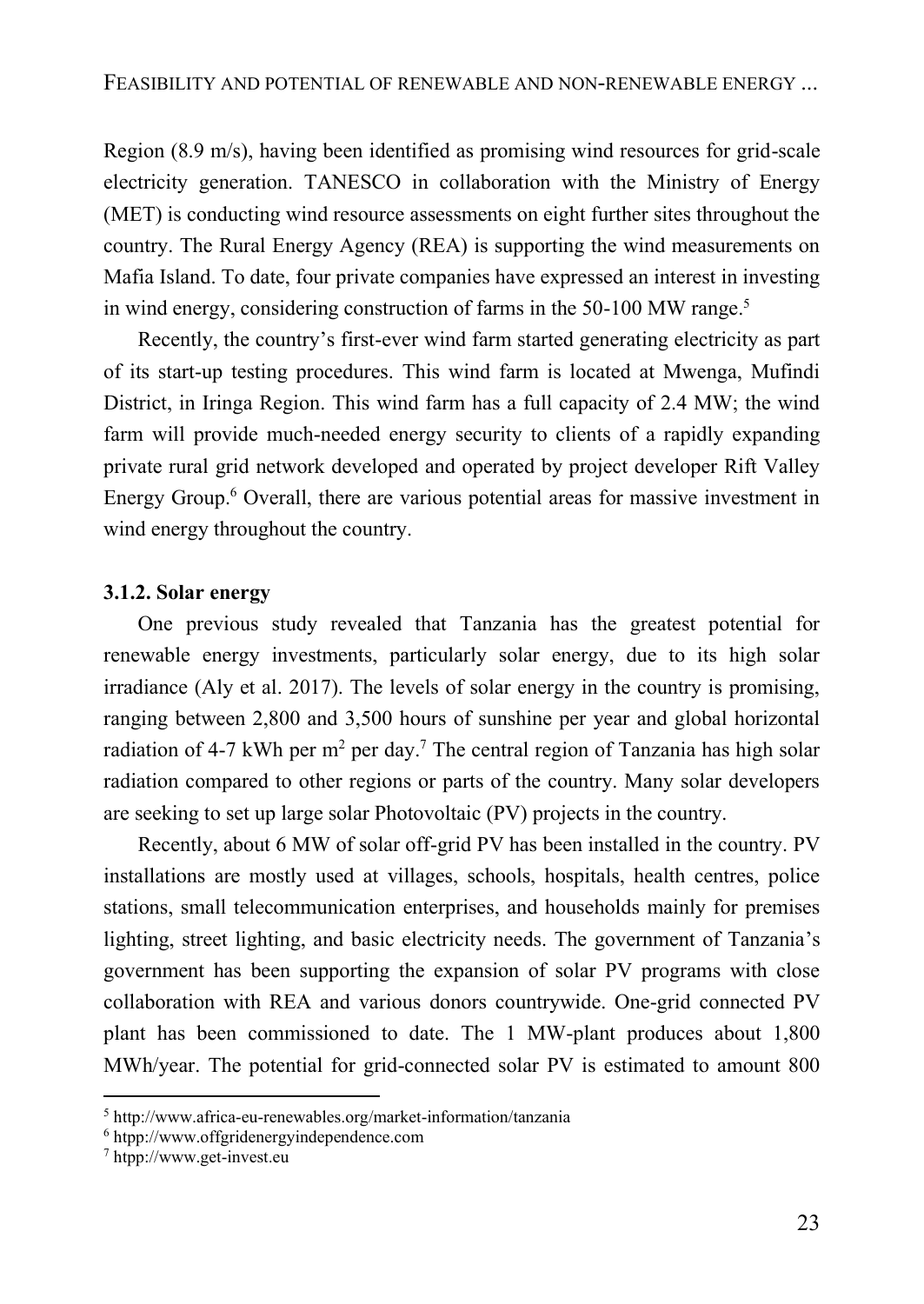Region (8.9 m/s), having been identified as promising wind resources for grid-scale electricity generation. TANESCO in collaboration with the Ministry of Energy (MET) is conducting wind resource assessments on eight further sites throughout the country. The Rural Energy Agency (REA) is supporting the wind measurements on Mafia Island. To date, four private companies have expressed an interest in investing in wind energy, considering construction of farms in the 50-100 MW range.[5]

Recently, the country's first-ever wind farm started generating electricity as part of its start-up testing procedures. This wind farm is located at Mwenga, Mufindi District, in Iringa Region. This wind farm has a full capacity of 2.4 MW; the wind farm will provide much-needed energy security to clients of a rapidly expanding private rural grid network developed and operated by project developer Rift Valley Energy Group.[6] Overall, there are various potential areas for massive investment in wind energy throughout the country.

### 3.1.2. Solar energy

One previous study revealed that Tanzania has the greatest potential for renewable energy investments, particularly solar energy, due to its high solar irradiance (Aly et al. 2017). The levels of solar energy in the country is promising, ranging between 2,800 and 3,500 hours of sunshine per year and global horizontal radiation of 4-7 kWh per m$^2$ per day.[7] The central region of Tanzania has high solar radiation compared to other regions or parts of the country. Many solar developers are seeking to set up large solar Photovoltaic (PV) projects in the country.

Recently, about 6 MW of solar off-grid PV has been installed in the country. PV installations are mostly used at villages, schools, hospitals, health centres, police stations, small telecommunication enterprises, and households mainly for premises lighting, street lighting, and basic electricity needs. The government of Tanzania's government has been supporting the expansion of solar PV programs with close collaboration with REA and various donors countrywide. One-grid connected PV plant has been commissioned to date. The 1 MW-plant produces about 1,800 MWh/year. The potential for grid-connected solar PV is estimated to amount 800

---

[5] http://www.africa-eu-renewables.org/market-information/tanzania

[6] htpp://www.offgridenergyindependence.com

[7] htpp://www.get-invest.eu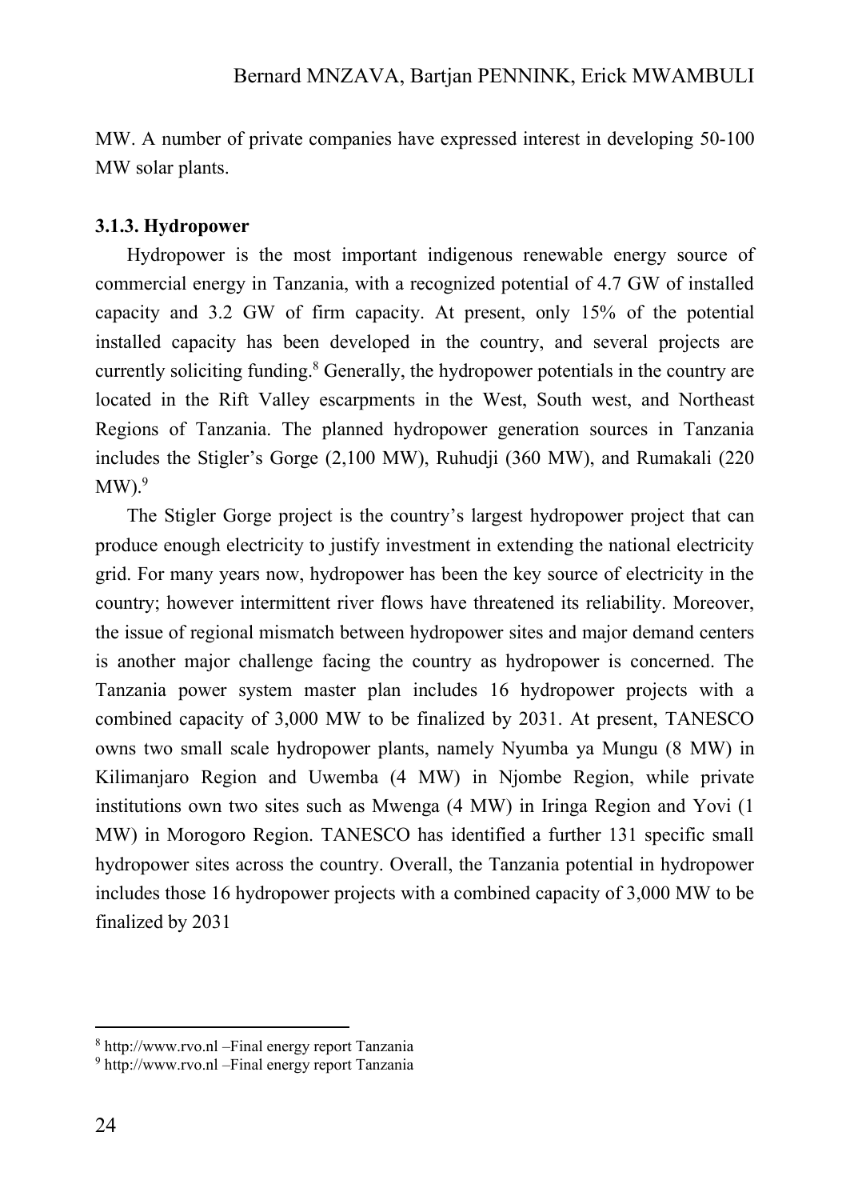MW. A number of private companies have expressed interest in developing 50-100 MW solar plants.

### 3.1.3. Hydropower

Hydropower is the most important indigenous renewable energy source of commercial energy in Tanzania, with a recognized potential of 4.7 GW of installed capacity and 3.2 GW of firm capacity. At present, only 15% of the potential installed capacity has been developed in the country, and several projects are currently soliciting funding.[8] Generally, the hydropower potentials in the country are located in the Rift Valley escarpments in the West, South west, and Northeast Regions of Tanzania. The planned hydropower generation sources in Tanzania includes the Stigler's Gorge (2,100 MW), Ruhudji (360 MW), and Rumakali (220 MW).[9]

The Stigler Gorge project is the country's largest hydropower project that can produce enough electricity to justify investment in extending the national electricity grid. For many years now, hydropower has been the key source of electricity in the country; however intermittent river flows have threatened its reliability. Moreover, the issue of regional mismatch between hydropower sites and major demand centers is another major challenge facing the country as hydropower is concerned. The Tanzania power system master plan includes 16 hydropower projects with a combined capacity of 3,000 MW to be finalized by 2031. At present, TANESCO owns two small scale hydropower plants, namely Nyumba ya Mungu (8 MW) in Kilimanjaro Region and Uwemba (4 MW) in Njombe Region, while private institutions own two sites such as Mwenga (4 MW) in Iringa Region and Yovi (1 MW) in Morogoro Region. TANESCO has identified a further 131 specific small hydropower sites across the country. Overall, the Tanzania potential in hydropower includes those 16 hydropower projects with a combined capacity of 3,000 MW to be finalized by 2031

---

[8] http://www.rvo.nl –Final energy report Tanzania

[9] http://www.rvo.nl –Final energy report Tanzania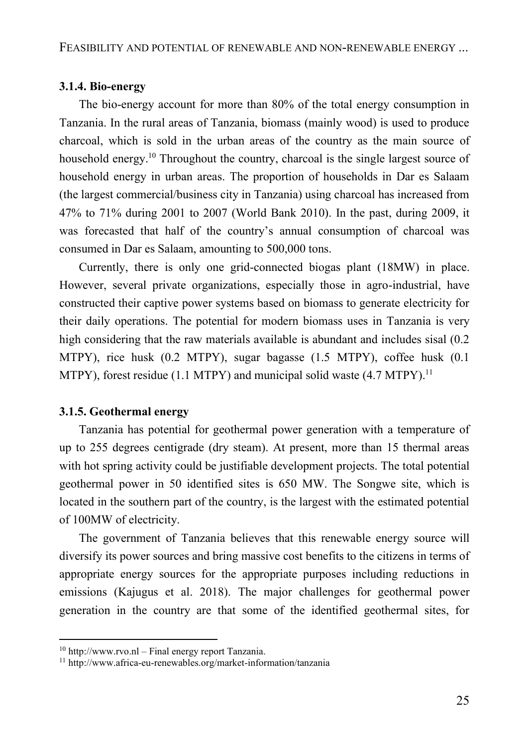### 3.1.4. Bio-energy

The bio-energy account for more than 80% of the total energy consumption in Tanzania. In the rural areas of Tanzania, biomass (mainly wood) is used to produce charcoal, which is sold in the urban areas of the country as the main source of household energy.[10] Throughout the country, charcoal is the single largest source of household energy in urban areas. The proportion of households in Dar es Salaam (the largest commercial/business city in Tanzania) using charcoal has increased from 47% to 71% during 2001 to 2007 (World Bank 2010). In the past, during 2009, it was forecasted that half of the country's annual consumption of charcoal was consumed in Dar es Salaam, amounting to 500,000 tons.

Currently, there is only one grid-connected biogas plant (18MW) in place. However, several private organizations, especially those in agro-industrial, have constructed their captive power systems based on biomass to generate electricity for their daily operations. The potential for modern biomass uses in Tanzania is very high considering that the raw materials available is abundant and includes sisal (0.2 MTPY), rice husk (0.2 MTPY), sugar bagasse (1.5 MTPY), coffee husk (0.1 MTPY), forest residue (1.1 MTPY) and municipal solid waste (4.7 MTPY).[11]

### 3.1.5. Geothermal energy

Tanzania has potential for geothermal power generation with a temperature of up to 255 degrees centigrade (dry steam). At present, more than 15 thermal areas with hot spring activity could be justifiable development projects. The total potential geothermal power in 50 identified sites is 650 MW. The Songwe site, which is located in the southern part of the country, is the largest with the estimated potential of 100MW of electricity.

The government of Tanzania believes that this renewable energy source will diversify its power sources and bring massive cost benefits to the citizens in terms of appropriate energy sources for the appropriate purposes including reductions in emissions (Kajugus et al. 2018). The major challenges for geothermal power generation in the country are that some of the identified geothermal sites, for

---

[10] http://www.rvo.nl – Final energy report Tanzania.

[11] http://www.africa-eu-renewables.org/market-information/tanzania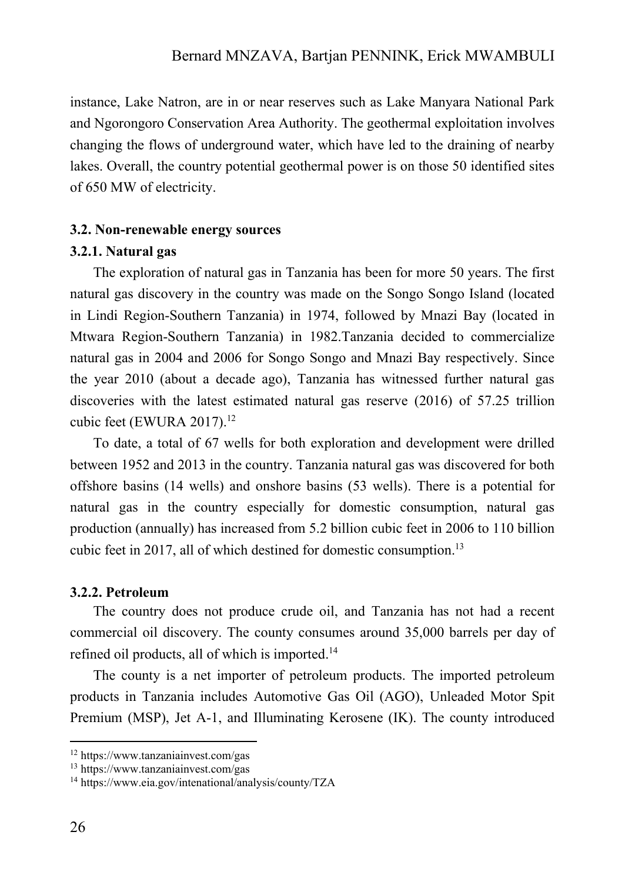instance, Lake Natron, are in or near reserves such as Lake Manyara National Park and Ngorongoro Conservation Area Authority. The geothermal exploitation involves changing the flows of underground water, which have led to the draining of nearby lakes. Overall, the country potential geothermal power is on those 50 identified sites of 650 MW of electricity.

### 3.2. Non-renewable energy sources

#### 3.2.1. Natural gas

The exploration of natural gas in Tanzania has been for more 50 years. The first natural gas discovery in the country was made on the Songo Songo Island (located in Lindi Region-Southern Tanzania) in 1974, followed by Mnazi Bay (located in Mtwara Region-Southern Tanzania) in 1982.Tanzania decided to commercialize natural gas in 2004 and 2006 for Songo Songo and Mnazi Bay respectively. Since the year 2010 (about a decade ago), Tanzania has witnessed further natural gas discoveries with the latest estimated natural gas reserve (2016) of 57.25 trillion cubic feet (EWURA 2017).[12]

To date, a total of 67 wells for both exploration and development were drilled between 1952 and 2013 in the country. Tanzania natural gas was discovered for both offshore basins (14 wells) and onshore basins (53 wells). There is a potential for natural gas in the country especially for domestic consumption, natural gas production (annually) has increased from 5.2 billion cubic feet in 2006 to 110 billion cubic feet in 2017, all of which destined for domestic consumption.[13]

#### 3.2.2. Petroleum

The country does not produce crude oil, and Tanzania has not had a recent commercial oil discovery. The county consumes around 35,000 barrels per day of refined oil products, all of which is imported.[14]

The county is a net importer of petroleum products. The imported petroleum products in Tanzania includes Automotive Gas Oil (AGO), Unleaded Motor Spit Premium (MSP), Jet A-1, and Illuminating Kerosene (IK). The county introduced

---

[12] https://www.tanzaniainvest.com/gas

[13] https://www.tanzaniainvest.com/gas

[14] https://www.eia.gov/intenational/analysis/county/TZA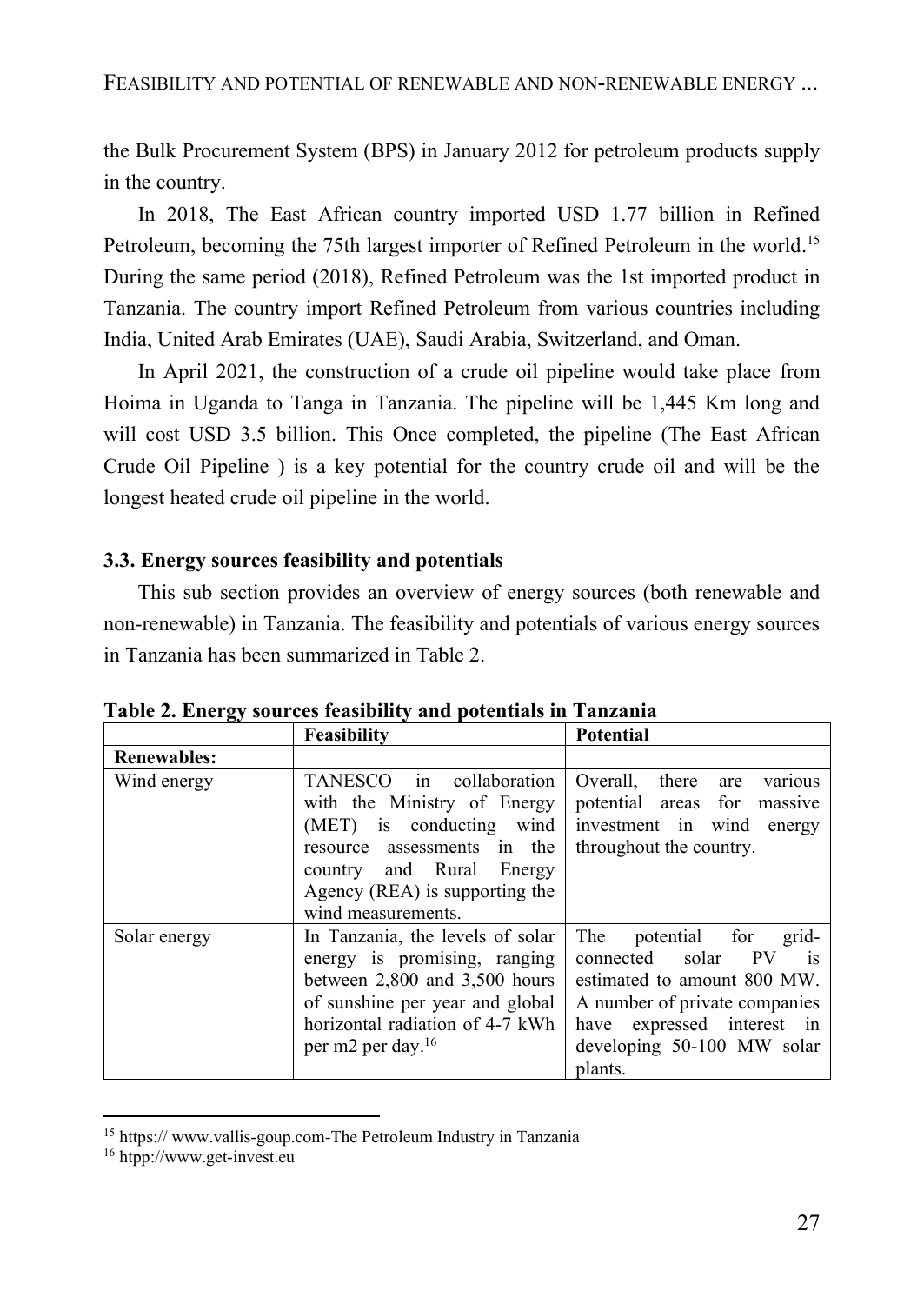the Bulk Procurement System (BPS) in January 2012 for petroleum products supply in the country.

In 2018, The East African country imported USD 1.77 billion in Refined Petroleum, becoming the 75th largest importer of Refined Petroleum in the world.[15] During the same period (2018), Refined Petroleum was the 1st imported product in Tanzania. The country import Refined Petroleum from various countries including India, United Arab Emirates (UAE), Saudi Arabia, Switzerland, and Oman.

In April 2021, the construction of a crude oil pipeline would take place from Hoima in Uganda to Tanga in Tanzania. The pipeline will be 1,445 Km long and will cost USD 3.5 billion. This Once completed, the pipeline (The East African Crude Oil Pipeline ) is a key potential for the country crude oil and will be the longest heated crude oil pipeline in the world.

### 3.3. Energy sources feasibility and potentials

This sub section provides an overview of energy sources (both renewable and non-renewable) in Tanzania. The feasibility and potentials of various energy sources in Tanzania has been summarized in Table 2.

**Table 2. Energy sources feasibility and potentials in Tanzania**

| | Feasibility | Potential |
|---|---|---|
| **Renewables:** | | |
| Wind energy | TANESCO in collaboration with the Ministry of Energy (MET) is conducting wind resource assessments in the country and Rural Energy Agency (REA) is supporting the wind measurements. | Overall, there are various potential areas for massive investment in wind energy throughout the country. |
| Solar energy | In Tanzania, the levels of solar energy is promising, ranging between 2,800 and 3,500 hours of sunshine per year and global horizontal radiation of 4-7 kWh per m2 per day.[16] | The potential for grid-connected solar PV is estimated to amount 800 MW. A number of private companies have expressed interest in developing 50-100 MW solar plants. |

---

[15] https:// www.vallis-goup.com-The Petroleum Industry in Tanzania

[16] htpp://www.get-invest.eu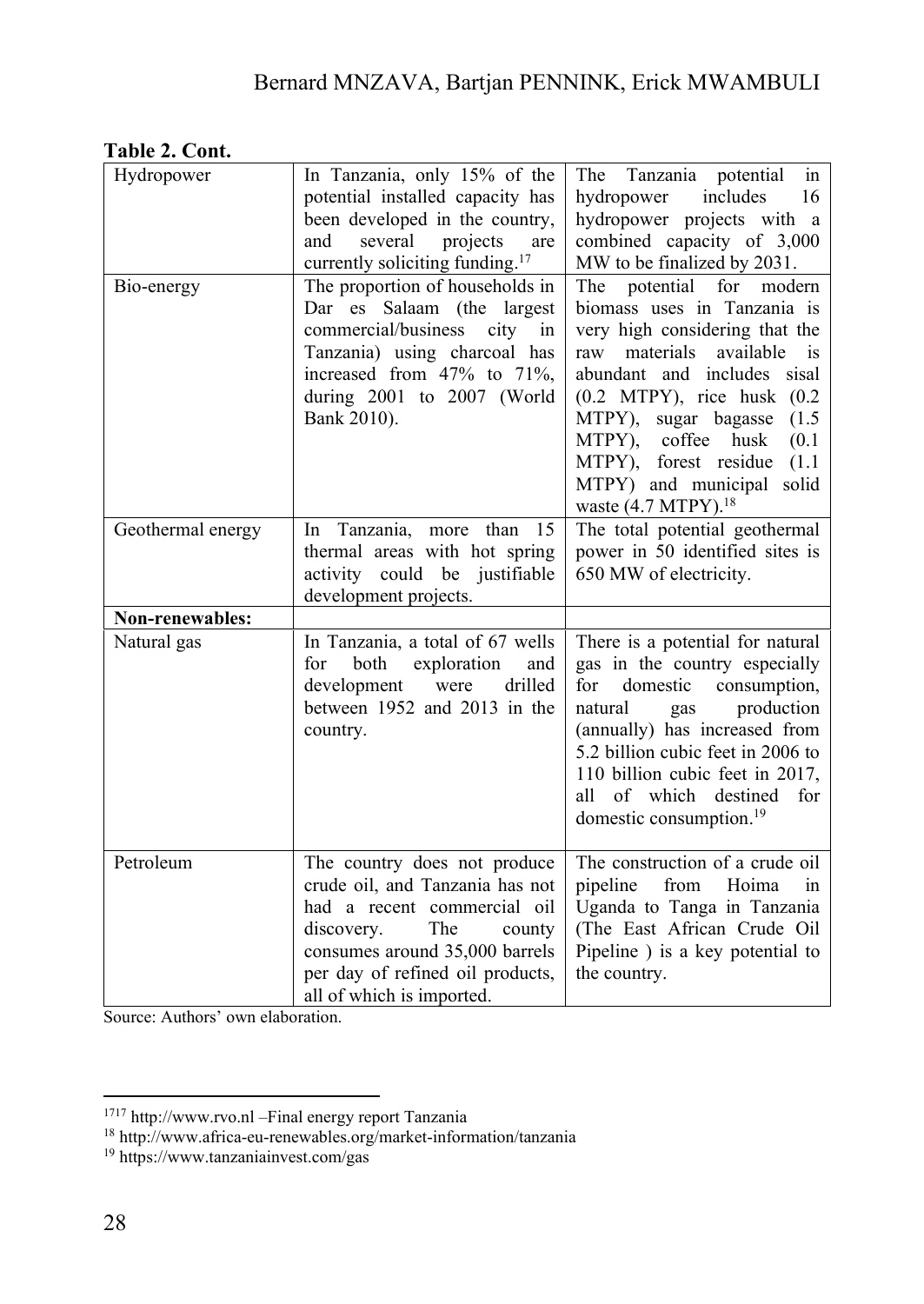**Table 2. Cont.**

| | | |
|---|---|---|
| Hydropower | In Tanzania, only 15% of the potential installed capacity has been developed in the country, and several projects are currently soliciting funding.[17] | The Tanzania potential in hydropower includes 16 hydropower projects with a combined capacity of 3,000 MW to be finalized by 2031. |
| Bio-energy | The proportion of households in Dar es Salaam (the largest commercial/business city in Tanzania) using charcoal has increased from 47% to 71%, during 2001 to 2007 (World Bank 2010). | The potential for modern biomass uses in Tanzania is very high considering that the raw materials available is abundant and includes sisal (0.2 MTPY), rice husk (0.2 MTPY), sugar bagasse (1.5 MTPY), coffee husk (0.1 MTPY), forest residue (1.1 MTPY) and municipal solid waste (4.7 MTPY).[18] |
| Geothermal energy | In Tanzania, more than 15 thermal areas with hot spring activity could be justifiable development projects. | The total potential geothermal power in 50 identified sites is 650 MW of electricity. |
| **Non-renewables:** | | |
| Natural gas | In Tanzania, a total of 67 wells for both exploration and development were drilled between 1952 and 2013 in the country. | There is a potential for natural gas in the country especially for domestic consumption, natural gas production (annually) has increased from 5.2 billion cubic feet in 2006 to 110 billion cubic feet in 2017, all of which destined for domestic consumption.[19] |
| Petroleum | The country does not produce crude oil, and Tanzania has not had a recent commercial oil discovery. The county consumes around 35,000 barrels per day of refined oil products, all of which is imported. | The construction of a crude oil pipeline from Hoima in Uganda to Tanga in Tanzania (The East African Crude Oil Pipeline ) is a key potential to the country. |

Source: Authors' own elaboration.

---

[1717] http://www.rvo.nl –Final energy report Tanzania

[18] http://www.africa-eu-renewables.org/market-information/tanzania

[19] https://www.tanzaniainvest.com/gas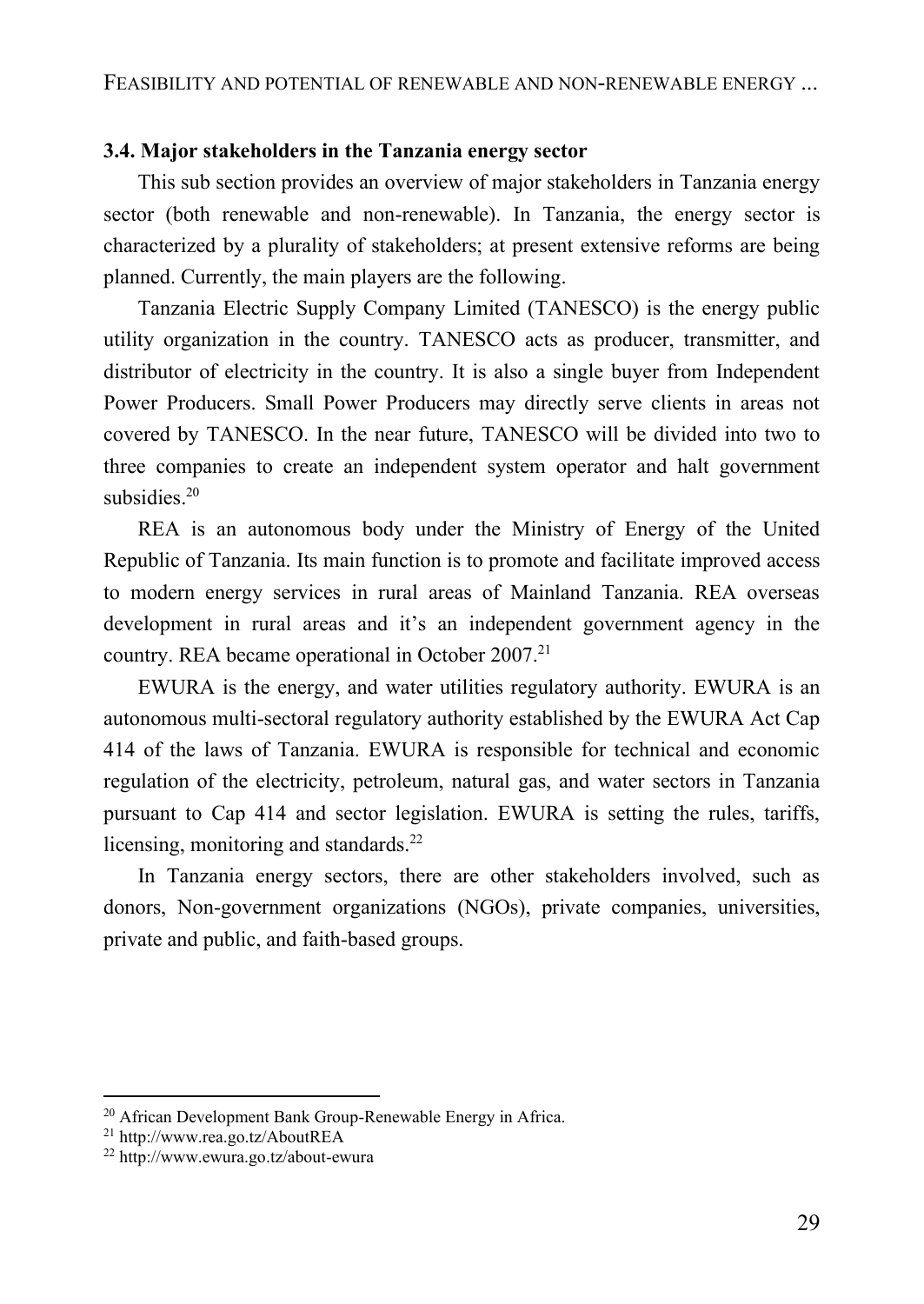### 3.4. Major stakeholders in the Tanzania energy sector

This sub section provides an overview of major stakeholders in Tanzania energy sector (both renewable and non-renewable). In Tanzania, the energy sector is characterized by a plurality of stakeholders; at present extensive reforms are being planned. Currently, the main players are the following.

Tanzania Electric Supply Company Limited (TANESCO) is the energy public utility organization in the country. TANESCO acts as producer, transmitter, and distributor of electricity in the country. It is also a single buyer from Independent Power Producers. Small Power Producers may directly serve clients in areas not covered by TANESCO. In the near future, TANESCO will be divided into two to three companies to create an independent system operator and halt government subsidies.[20]

REA is an autonomous body under the Ministry of Energy of the United Republic of Tanzania. Its main function is to promote and facilitate improved access to modern energy services in rural areas of Mainland Tanzania. REA overseas development in rural areas and it's an independent government agency in the country. REA became operational in October 2007.[21]

EWURA is the energy, and water utilities regulatory authority. EWURA is an autonomous multi-sectoral regulatory authority established by the EWURA Act Cap 414 of the laws of Tanzania. EWURA is responsible for technical and economic regulation of the electricity, petroleum, natural gas, and water sectors in Tanzania pursuant to Cap 414 and sector legislation. EWURA is setting the rules, tariffs, licensing, monitoring and standards.[22]

In Tanzania energy sectors, there are other stakeholders involved, such as donors, Non-government organizations (NGOs), private companies, universities, private and public, and faith-based groups.

---

[20] African Development Bank Group-Renewable Energy in Africa.

[21] http://www.rea.go.tz/AboutREA

[22] http://www.ewura.go.tz/about-ewura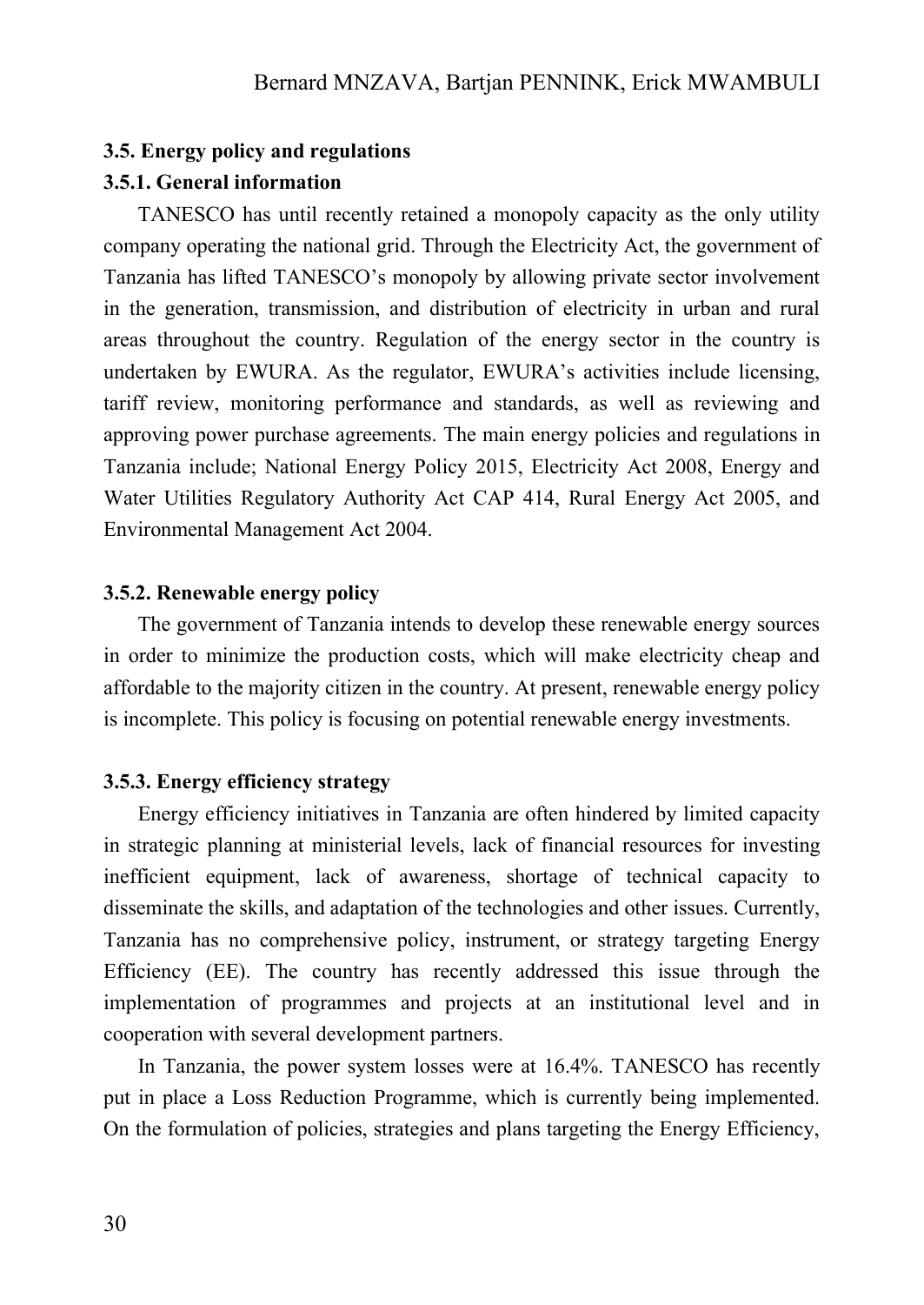### 3.5. Energy policy and regulations

#### 3.5.1. General information

TANESCO has until recently retained a monopoly capacity as the only utility company operating the national grid. Through the Electricity Act, the government of Tanzania has lifted TANESCO's monopoly by allowing private sector involvement in the generation, transmission, and distribution of electricity in urban and rural areas throughout the country. Regulation of the energy sector in the country is undertaken by EWURA. As the regulator, EWURA's activities include licensing, tariff review, monitoring performance and standards, as well as reviewing and approving power purchase agreements. The main energy policies and regulations in Tanzania include; National Energy Policy 2015, Electricity Act 2008, Energy and Water Utilities Regulatory Authority Act CAP 414, Rural Energy Act 2005, and Environmental Management Act 2004.

#### 3.5.2. Renewable energy policy

The government of Tanzania intends to develop these renewable energy sources in order to minimize the production costs, which will make electricity cheap and affordable to the majority citizen in the country. At present, renewable energy policy is incomplete. This policy is focusing on potential renewable energy investments.

#### 3.5.3. Energy efficiency strategy

Energy efficiency initiatives in Tanzania are often hindered by limited capacity in strategic planning at ministerial levels, lack of financial resources for investing inefficient equipment, lack of awareness, shortage of technical capacity to disseminate the skills, and adaptation of the technologies and other issues. Currently, Tanzania has no comprehensive policy, instrument, or strategy targeting Energy Efficiency (EE). The country has recently addressed this issue through the implementation of programmes and projects at an institutional level and in cooperation with several development partners.

In Tanzania, the power system losses were at 16.4%. TANESCO has recently put in place a Loss Reduction Programme, which is currently being implemented. On the formulation of policies, strategies and plans targeting the Energy Efficiency,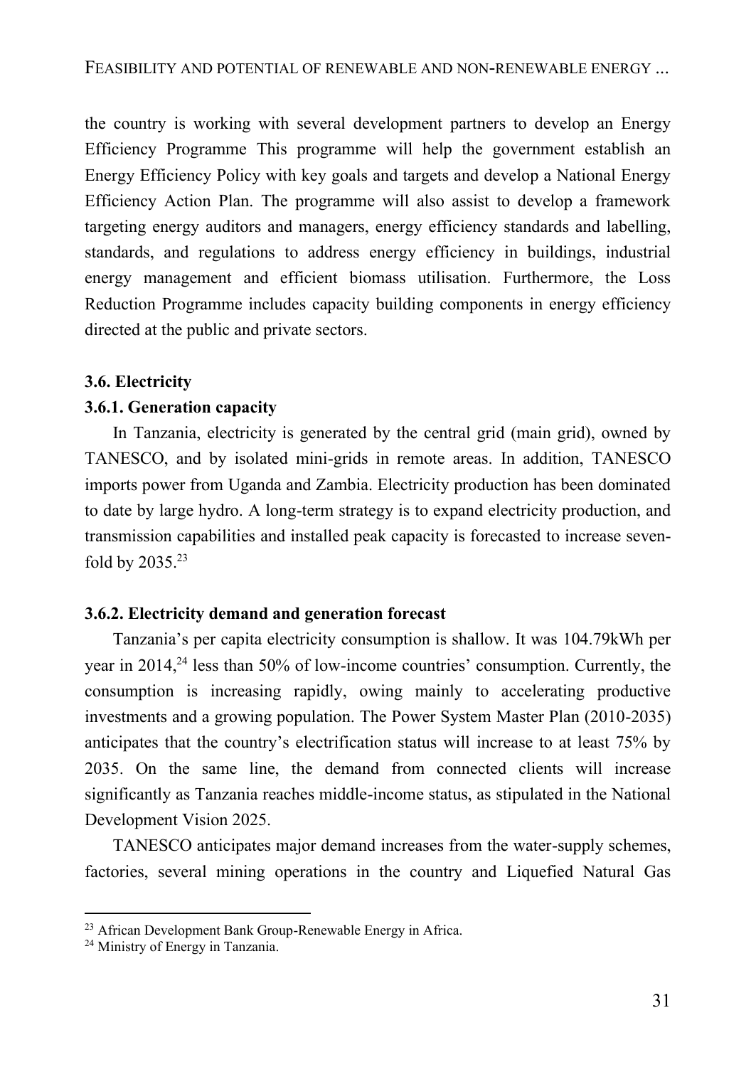the country is working with several development partners to develop an Energy Efficiency Programme This programme will help the government establish an Energy Efficiency Policy with key goals and targets and develop a National Energy Efficiency Action Plan. The programme will also assist to develop a framework targeting energy auditors and managers, energy efficiency standards and labelling, standards, and regulations to address energy efficiency in buildings, industrial energy management and efficient biomass utilisation. Furthermore, the Loss Reduction Programme includes capacity building components in energy efficiency directed at the public and private sectors.

### 3.6. Electricity

#### 3.6.1. Generation capacity

In Tanzania, electricity is generated by the central grid (main grid), owned by TANESCO, and by isolated mini-grids in remote areas. In addition, TANESCO imports power from Uganda and Zambia. Electricity production has been dominated to date by large hydro. A long-term strategy is to expand electricity production, and transmission capabilities and installed peak capacity is forecasted to increase seven-fold by 2035.[23]

#### 3.6.2. Electricity demand and generation forecast

Tanzania's per capita electricity consumption is shallow. It was 104.79kWh per year in 2014,[24] less than 50% of low-income countries' consumption. Currently, the consumption is increasing rapidly, owing mainly to accelerating productive investments and a growing population. The Power System Master Plan (2010-2035) anticipates that the country's electrification status will increase to at least 75% by 2035. On the same line, the demand from connected clients will increase significantly as Tanzania reaches middle-income status, as stipulated in the National Development Vision 2025.

TANESCO anticipates major demand increases from the water-supply schemes, factories, several mining operations in the country and Liquefied Natural Gas

---

[23] African Development Bank Group-Renewable Energy in Africa.

[24] Ministry of Energy in Tanzania.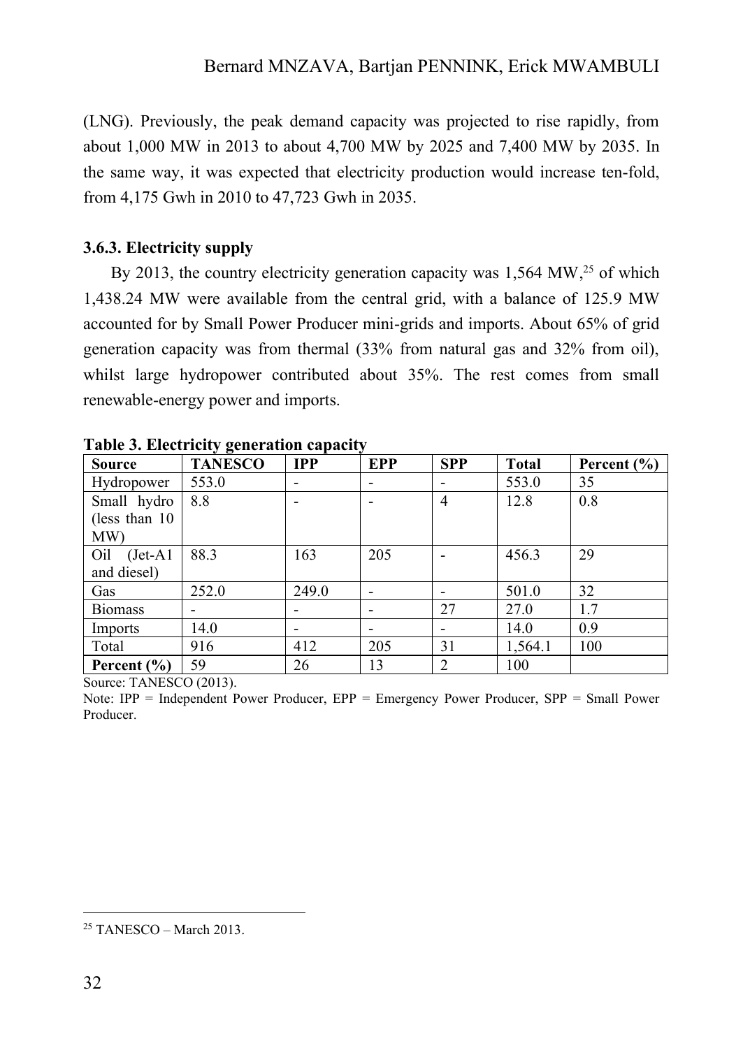(LNG). Previously, the peak demand capacity was projected to rise rapidly, from about 1,000 MW in 2013 to about 4,700 MW by 2025 and 7,400 MW by 2035. In the same way, it was expected that electricity production would increase ten-fold, from 4,175 Gwh in 2010 to 47,723 Gwh in 2035.

### 3.6.3. Electricity supply

By 2013, the country electricity generation capacity was 1,564 MW,[25] of which 1,438.24 MW were available from the central grid, with a balance of 125.9 MW accounted for by Small Power Producer mini-grids and imports. About 65% of grid generation capacity was from thermal (33% from natural gas and 32% from oil), whilst large hydropower contributed about 35%. The rest comes from small renewable-energy power and imports.

**Table 3. Electricity generation capacity**

| Source | TANESCO | IPP | EPP | SPP | Total | Percent (%) |
|---|---|---|---|---|---|---|
| Hydropower | 553.0 | - | - | - | 553.0 | 35 |
| Small hydro (less than 10 MW) | 8.8 | - | - | 4 | 12.8 | 0.8 |
| Oil (Jet-A1 and diesel) | 88.3 | 163 | 205 | - | 456.3 | 29 |
| Gas | 252.0 | 249.0 | - | - | 501.0 | 32 |
| Biomass | - | - | - | 27 | 27.0 | 1.7 |
| Imports | 14.0 | - | - | - | 14.0 | 0.9 |
| Total | 916 | 412 | 205 | 31 | 1,564.1 | 100 |
| **Percent (%)** | 59 | 26 | 13 | 2 | 100 | |

Source: TANESCO (2013).

Note: IPP = Independent Power Producer, EPP = Emergency Power Producer, SPP = Small Power Producer.

[25] TANESCO – March 2013.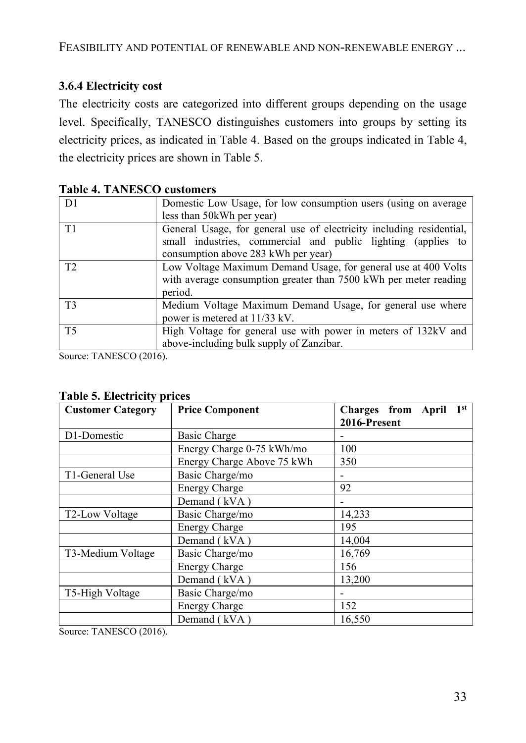### 3.6.4 Electricity cost

The electricity costs are categorized into different groups depending on the usage level. Specifically, TANESCO distinguishes customers into groups by setting its electricity prices, as indicated in Table 4. Based on the groups indicated in Table 4, the electricity prices are shown in Table 5.

**Table 4. TANESCO customers**

| | |
|---|---|
| D1 | Domestic Low Usage, for low consumption users (using on average less than 50kWh per year) |
| T1 | General Usage, for general use of electricity including residential, small industries, commercial and public lighting (applies to consumption above 283 kWh per year) |
| T2 | Low Voltage Maximum Demand Usage, for general use at 400 Volts with average consumption greater than 7500 kWh per meter reading period. |
| T3 | Medium Voltage Maximum Demand Usage, for general use where power is metered at 11/33 kV. |
| T5 | High Voltage for general use with power in meters of 132kV and above-including bulk supply of Zanzibar. |

Source: TANESCO (2016).

**Table 5. Electricity prices**

| Customer Category | Price Component | Charges from April 1st 2016-Present |
|---|---|---|
| D1-Domestic | Basic Charge | - |
| | Energy Charge 0-75 kWh/mo | 100 |
| | Energy Charge Above 75 kWh | 350 |
| T1-General Use | Basic Charge/mo | - |
| | Energy Charge | 92 |
| | Demand ( kVA ) | - |
| T2-Low Voltage | Basic Charge/mo | 14,233 |
| | Energy Charge | 195 |
| | Demand ( kVA ) | 14,004 |
| T3-Medium Voltage | Basic Charge/mo | 16,769 |
| | Energy Charge | 156 |
| | Demand ( kVA ) | 13,200 |
| T5-High Voltage | Basic Charge/mo | - |
| | Energy Charge | 152 |
| | Demand ( kVA ) | 16,550 |

Source: TANESCO (2016).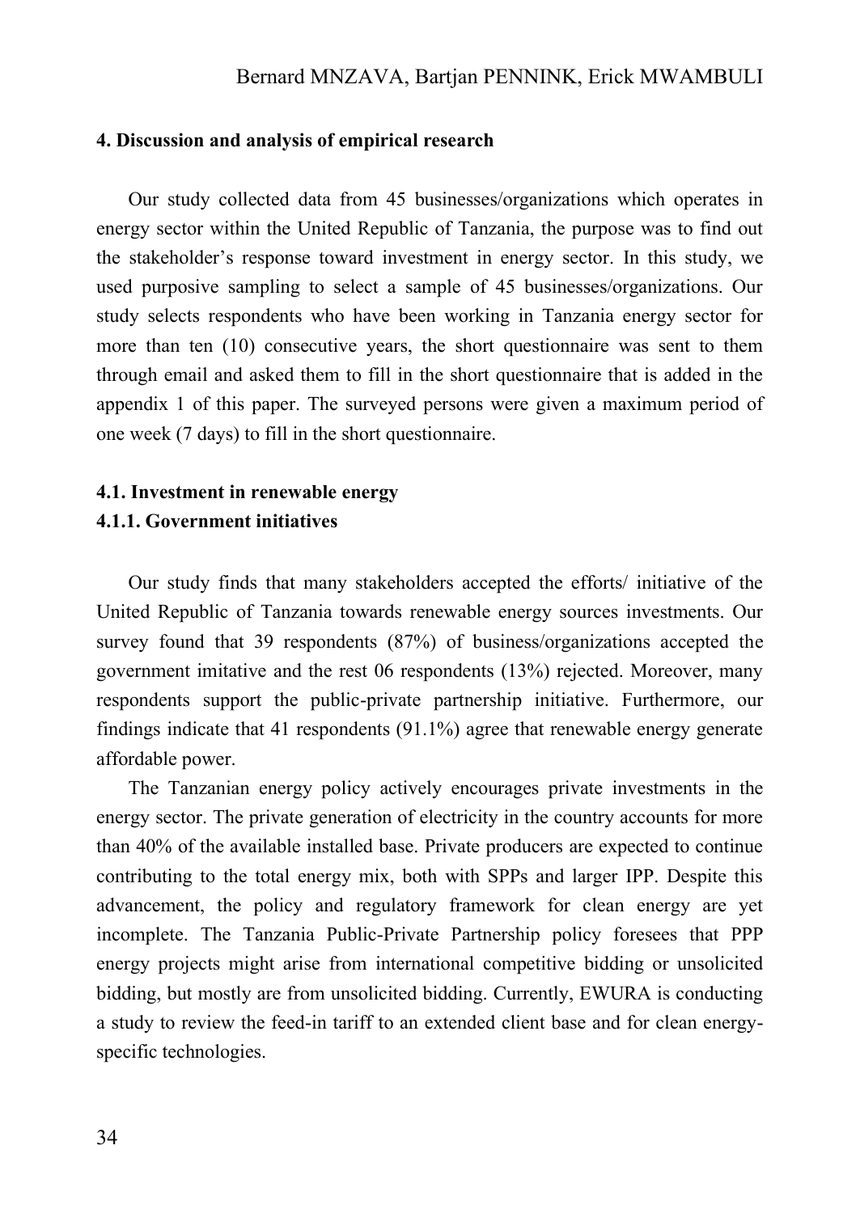#### 4. Discussion and analysis of empirical research

Our study collected data from 45 businesses/organizations which operates in energy sector within the United Republic of Tanzania, the purpose was to find out the stakeholder's response toward investment in energy sector. In this study, we used purposive sampling to select a sample of 45 businesses/organizations. Our study selects respondents who have been working in Tanzania energy sector for more than ten (10) consecutive years, the short questionnaire was sent to them through email and asked them to fill in the short questionnaire that is added in the appendix 1 of this paper. The surveyed persons were given a maximum period of one week (7 days) to fill in the short questionnaire.

#### 4.1. Investment in renewable energy

#### 4.1.1. Government initiatives

Our study finds that many stakeholders accepted the efforts/ initiative of the United Republic of Tanzania towards renewable energy sources investments. Our survey found that 39 respondents (87%) of business/organizations accepted the government imitative and the rest 06 respondents (13%) rejected. Moreover, many respondents support the public-private partnership initiative. Furthermore, our findings indicate that 41 respondents (91.1%) agree that renewable energy generate affordable power.

The Tanzanian energy policy actively encourages private investments in the energy sector. The private generation of electricity in the country accounts for more than 40% of the available installed base. Private producers are expected to continue contributing to the total energy mix, both with SPPs and larger IPP. Despite this advancement, the policy and regulatory framework for clean energy are yet incomplete. The Tanzania Public-Private Partnership policy foresees that PPP energy projects might arise from international competitive bidding or unsolicited bidding, but mostly are from unsolicited bidding. Currently, EWURA is conducting a study to review the feed-in tariff to an extended client base and for clean energy-specific technologies.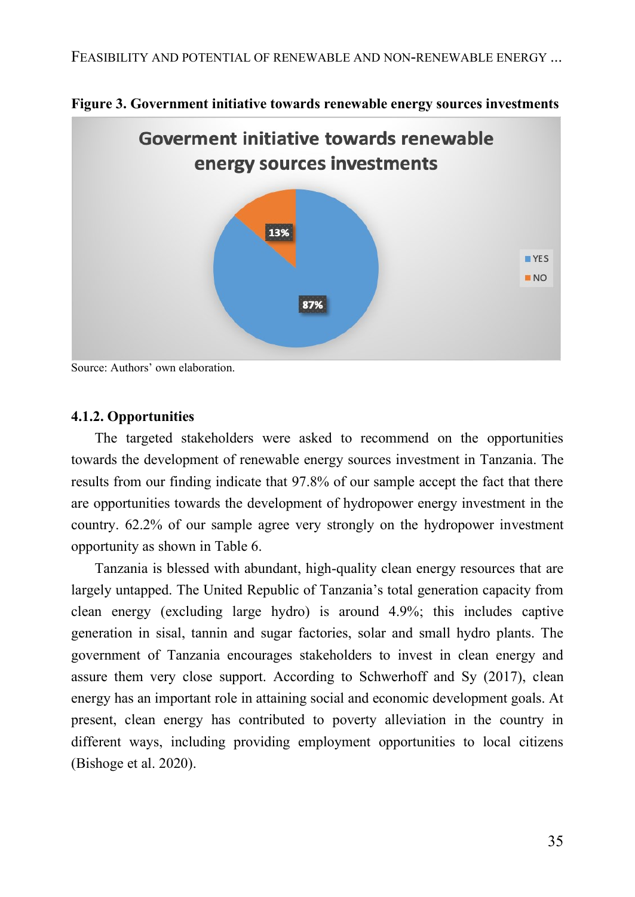**Figure 3. Government initiative towards renewable energy sources investments**

Source: Authors' own elaboration.

#### 4.1.2. Opportunities

The targeted stakeholders were asked to recommend on the opportunities towards the development of renewable energy sources investment in Tanzania. The results from our finding indicate that 97.8% of our sample accept the fact that there are opportunities towards the development of hydropower energy investment in the country. 62.2% of our sample agree very strongly on the hydropower investment opportunity as shown in Table 6.

Tanzania is blessed with abundant, high-quality clean energy resources that are largely untapped. The United Republic of Tanzania's total generation capacity from clean energy (excluding large hydro) is around 4.9%; this includes captive generation in sisal, tannin and sugar factories, solar and small hydro plants. The government of Tanzania encourages stakeholders to invest in clean energy and assure them very close support. According to Schwerhoff and Sy (2017), clean energy has an important role in attaining social and economic development goals. At present, clean energy has contributed to poverty alleviation in the country in different ways, including providing employment opportunities to local citizens (Bishoge et al. 2020).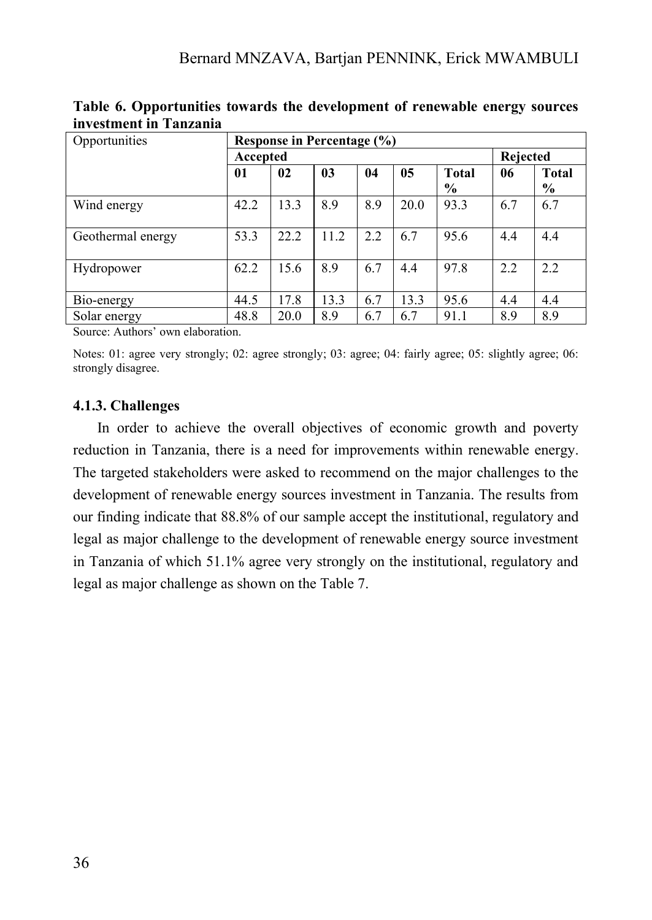**Table 6. Opportunities towards the development of renewable energy sources investment in Tanzania**

| Opportunities | Response in Percentage (%) | | | | | | | |
|---|---|---|---|---|---|---|---|---|
| | Accepted | | | | | | Rejected | |
| | 01 | 02 | 03 | 04 | 05 | Total % | 06 | Total % |
| Wind energy | 42.2 | 13.3 | 8.9 | 8.9 | 20.0 | 93.3 | 6.7 | 6.7 |
| Geothermal energy | 53.3 | 22.2 | 11.2 | 2.2 | 6.7 | 95.6 | 4.4 | 4.4 |
| Hydropower | 62.2 | 15.6 | 8.9 | 6.7 | 4.4 | 97.8 | 2.2 | 2.2 |
| Bio-energy | 44.5 | 17.8 | 13.3 | 6.7 | 13.3 | 95.6 | 4.4 | 4.4 |
| Solar energy | 48.8 | 20.0 | 8.9 | 6.7 | 6.7 | 91.1 | 8.9 | 8.9 |

Source: Authors' own elaboration.

Notes: 01: agree very strongly; 02: agree strongly; 03: agree; 04: fairly agree; 05: slightly agree; 06: strongly disagree.

### 4.1.3. Challenges

In order to achieve the overall objectives of economic growth and poverty reduction in Tanzania, there is a need for improvements within renewable energy. The targeted stakeholders were asked to recommend on the major challenges to the development of renewable energy sources investment in Tanzania. The results from our finding indicate that 88.8% of our sample accept the institutional, regulatory and legal as major challenge to the development of renewable energy source investment in Tanzania of which 51.1% agree very strongly on the institutional, regulatory and legal as major challenge as shown on the Table 7.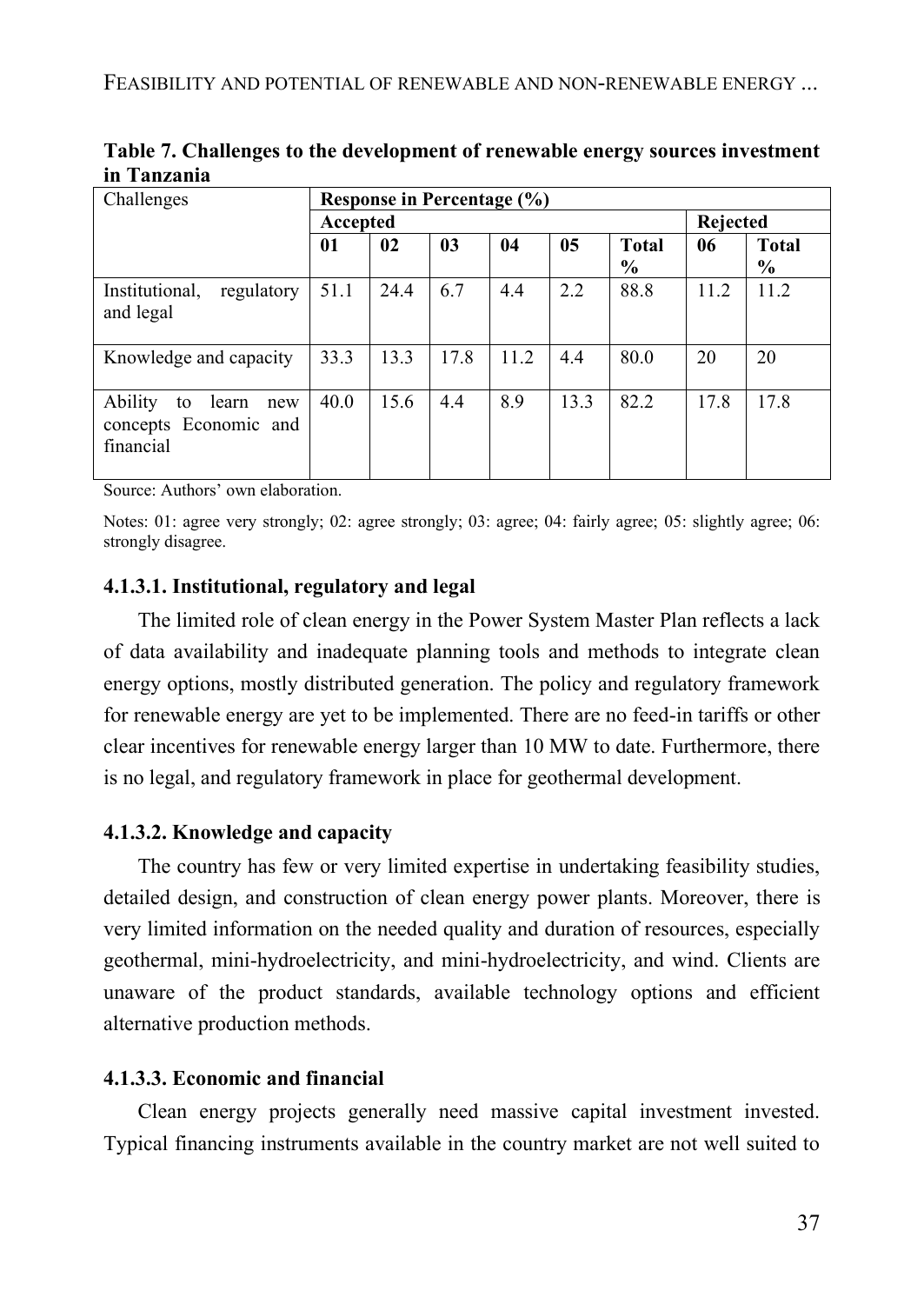**Table 7. Challenges to the development of renewable energy sources investment in Tanzania**

| Challenges | Response in Percentage (%) | | | | | | | |
|---|---|---|---|---|---|---|---|---|
| | Accepted | | | | | | Rejected | |
| | 01 | 02 | 03 | 04 | 05 | Total % | 06 | Total % |
| Institutional, regulatory and legal | 51.1 | 24.4 | 6.7 | 4.4 | 2.2 | 88.8 | 11.2 | 11.2 |
| Knowledge and capacity | 33.3 | 13.3 | 17.8 | 11.2 | 4.4 | 80.0 | 20 | 20 |
| Ability to learn new concepts Economic and financial | 40.0 | 15.6 | 4.4 | 8.9 | 13.3 | 82.2 | 17.8 | 17.8 |

Source: Authors' own elaboration.

Notes: 01: agree very strongly; 02: agree strongly; 03: agree; 04: fairly agree; 05: slightly agree; 06: strongly disagree.

#### 4.1.3.1. Institutional, regulatory and legal

The limited role of clean energy in the Power System Master Plan reflects a lack of data availability and inadequate planning tools and methods to integrate clean energy options, mostly distributed generation. The policy and regulatory framework for renewable energy are yet to be implemented. There are no feed-in tariffs or other clear incentives for renewable energy larger than 10 MW to date. Furthermore, there is no legal, and regulatory framework in place for geothermal development.

#### 4.1.3.2. Knowledge and capacity

The country has few or very limited expertise in undertaking feasibility studies, detailed design, and construction of clean energy power plants. Moreover, there is very limited information on the needed quality and duration of resources, especially geothermal, mini-hydroelectricity, and mini-hydroelectricity, and wind. Clients are unaware of the product standards, available technology options and efficient alternative production methods.

#### 4.1.3.3. Economic and financial

Clean energy projects generally need massive capital investment invested. Typical financing instruments available in the country market are not well suited to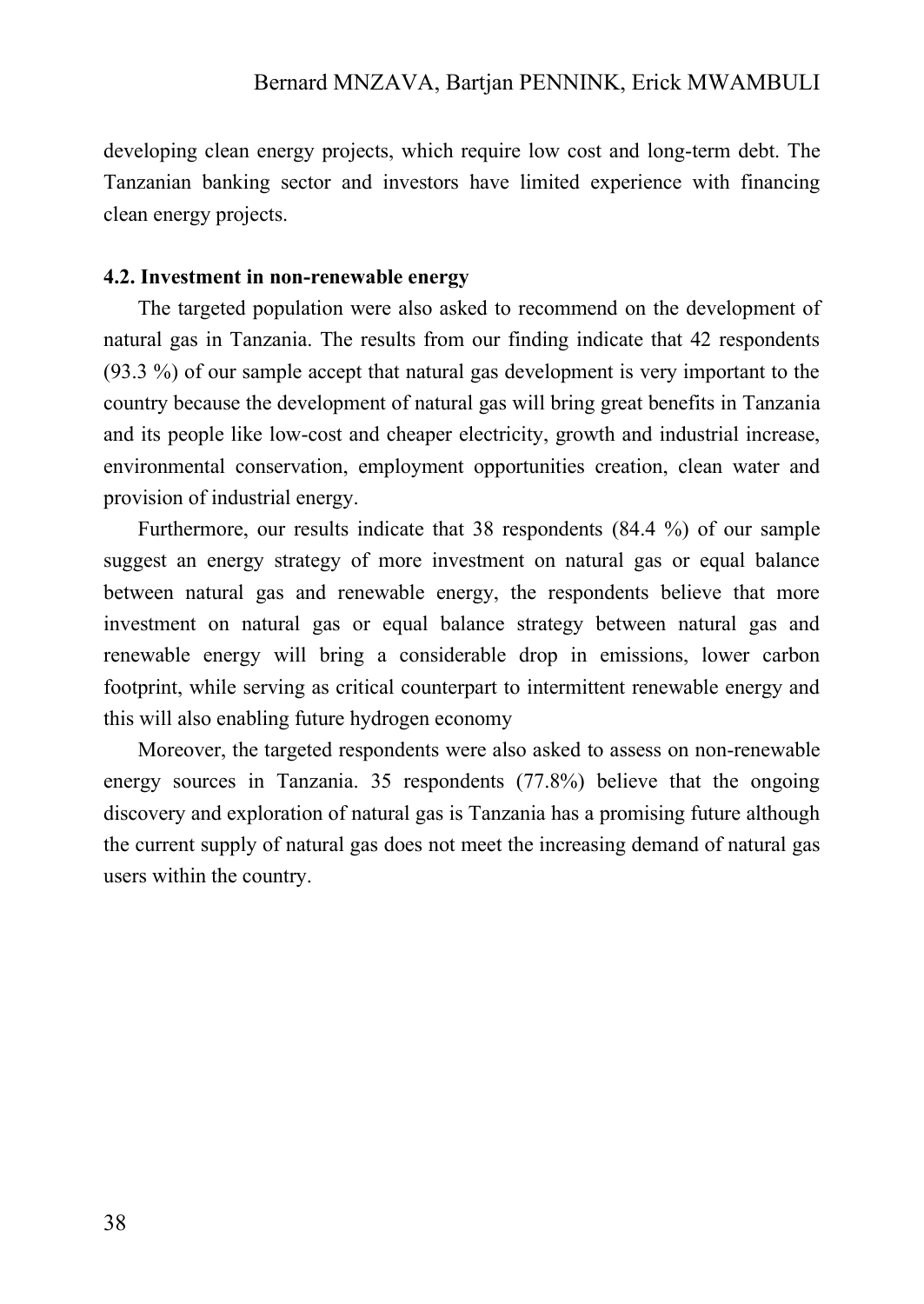developing clean energy projects, which require low cost and long-term debt. The Tanzanian banking sector and investors have limited experience with financing clean energy projects.

### 4.2. Investment in non-renewable energy

The targeted population were also asked to recommend on the development of natural gas in Tanzania. The results from our finding indicate that 42 respondents (93.3 %) of our sample accept that natural gas development is very important to the country because the development of natural gas will bring great benefits in Tanzania and its people like low-cost and cheaper electricity, growth and industrial increase, environmental conservation, employment opportunities creation, clean water and provision of industrial energy.

Furthermore, our results indicate that 38 respondents (84.4 %) of our sample suggest an energy strategy of more investment on natural gas or equal balance between natural gas and renewable energy, the respondents believe that more investment on natural gas or equal balance strategy between natural gas and renewable energy will bring a considerable drop in emissions, lower carbon footprint, while serving as critical counterpart to intermittent renewable energy and this will also enabling future hydrogen economy

Moreover, the targeted respondents were also asked to assess on non-renewable energy sources in Tanzania. 35 respondents (77.8%) believe that the ongoing discovery and exploration of natural gas is Tanzania has a promising future although the current supply of natural gas does not meet the increasing demand of natural gas users within the country.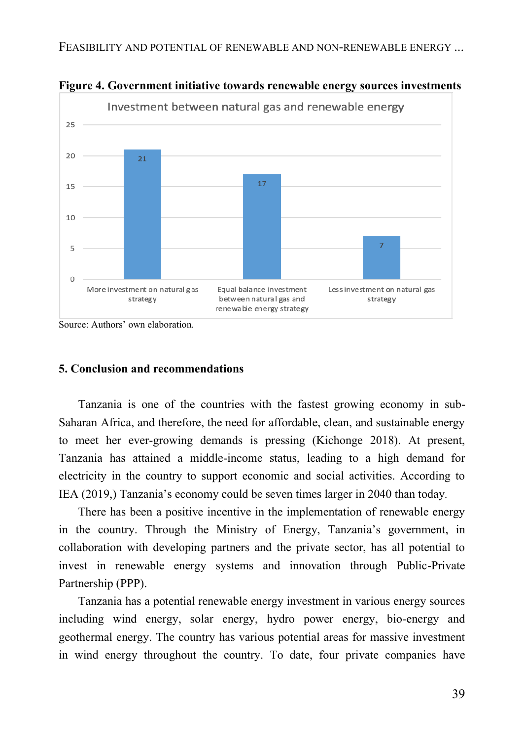**Figure 4. Government initiative towards renewable energy sources investments**

Investment between natural gas and renewable energy

| Strategy | Value |
|---|---|
| More investment on natural gas strategy | 21 |
| Equal balance investment between natural gas and renewable energy strategy | 17 |
| Less investment on natural gas strategy | 7 |

Source: Authors' own elaboration.

## 5. Conclusion and recommendations

Tanzania is one of the countries with the fastest growing economy in sub-Saharan Africa, and therefore, the need for affordable, clean, and sustainable energy to meet her ever-growing demands is pressing (Kichonge 2018). At present, Tanzania has attained a middle-income status, leading to a high demand for electricity in the country to support economic and social activities. According to IEA (2019,) Tanzania's economy could be seven times larger in 2040 than today.

There has been a positive incentive in the implementation of renewable energy in the country. Through the Ministry of Energy, Tanzania's government, in collaboration with developing partners and the private sector, has all potential to invest in renewable energy systems and innovation through Public-Private Partnership (PPP).

Tanzania has a potential renewable energy investment in various energy sources including wind energy, solar energy, hydro power energy, bio-energy and geothermal energy. The country has various potential areas for massive investment in wind energy throughout the country. To date, four private companies have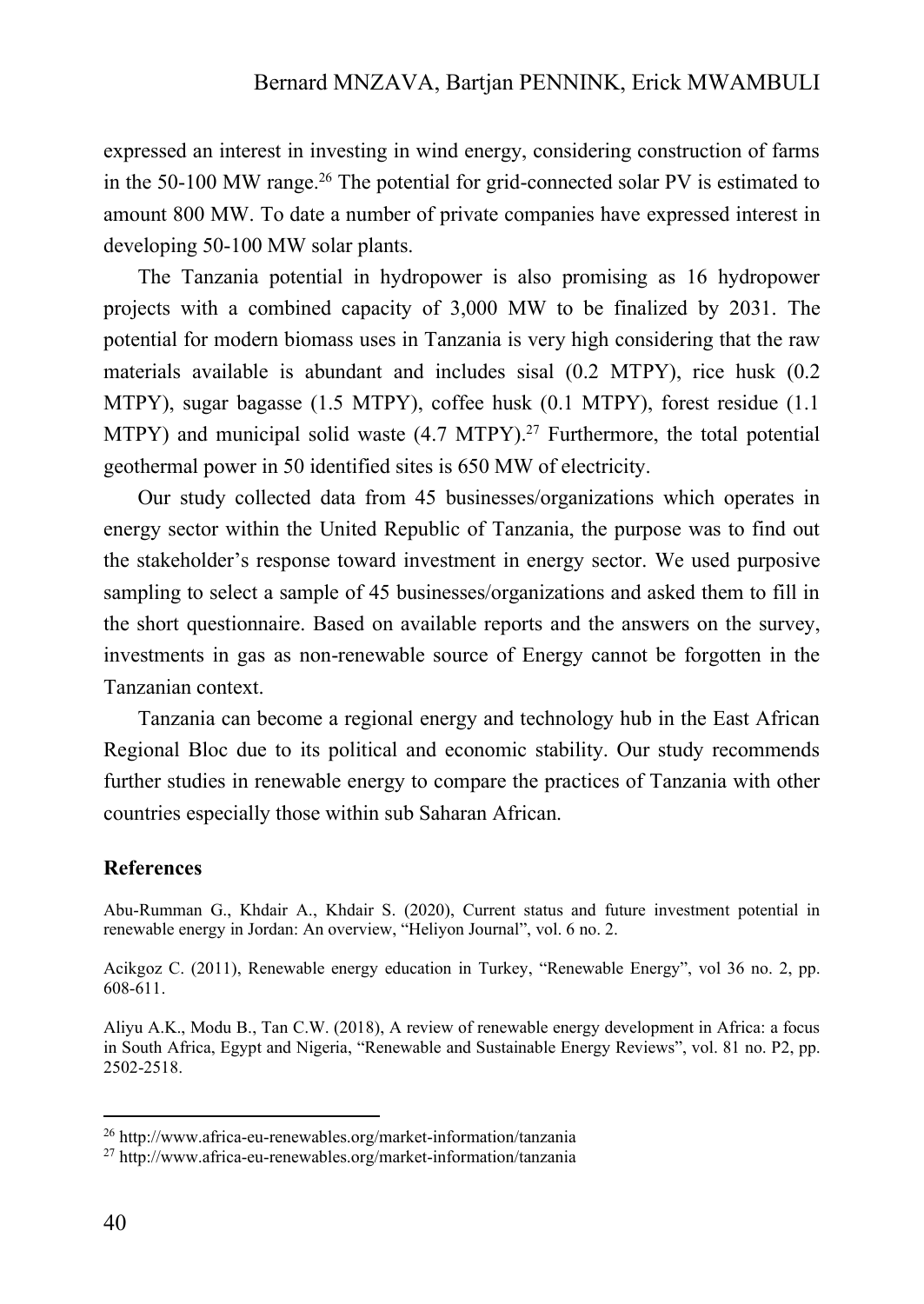expressed an interest in investing in wind energy, considering construction of farms in the 50-100 MW range.[26] The potential for grid-connected solar PV is estimated to amount 800 MW. To date a number of private companies have expressed interest in developing 50-100 MW solar plants.

The Tanzania potential in hydropower is also promising as 16 hydropower projects with a combined capacity of 3,000 MW to be finalized by 2031. The potential for modern biomass uses in Tanzania is very high considering that the raw materials available is abundant and includes sisal (0.2 MTPY), rice husk (0.2 MTPY), sugar bagasse (1.5 MTPY), coffee husk (0.1 MTPY), forest residue (1.1 MTPY) and municipal solid waste (4.7 MTPY).[27] Furthermore, the total potential geothermal power in 50 identified sites is 650 MW of electricity.

Our study collected data from 45 businesses/organizations which operates in energy sector within the United Republic of Tanzania, the purpose was to find out the stakeholder's response toward investment in energy sector. We used purposive sampling to select a sample of 45 businesses/organizations and asked them to fill in the short questionnaire. Based on available reports and the answers on the survey, investments in gas as non-renewable source of Energy cannot be forgotten in the Tanzanian context.

Tanzania can become a regional energy and technology hub in the East African Regional Bloc due to its political and economic stability. Our study recommends further studies in renewable energy to compare the practices of Tanzania with other countries especially those within sub Saharan African.

## References

Abu-Rumman G., Khdair A., Khdair S. (2020), Current status and future investment potential in renewable energy in Jordan: An overview, "Heliyon Journal", vol. 6 no. 2.

Acikgoz C. (2011), Renewable energy education in Turkey, "Renewable Energy", vol 36 no. 2, pp. 608-611.

Aliyu A.K., Modu B., Tan C.W. (2018), A review of renewable energy development in Africa: a focus in South Africa, Egypt and Nigeria, "Renewable and Sustainable Energy Reviews", vol. 81 no. P2, pp. 2502-2518.

---

[26] http://www.africa-eu-renewables.org/market-information/tanzania

[27] http://www.africa-eu-renewables.org/market-information/tanzania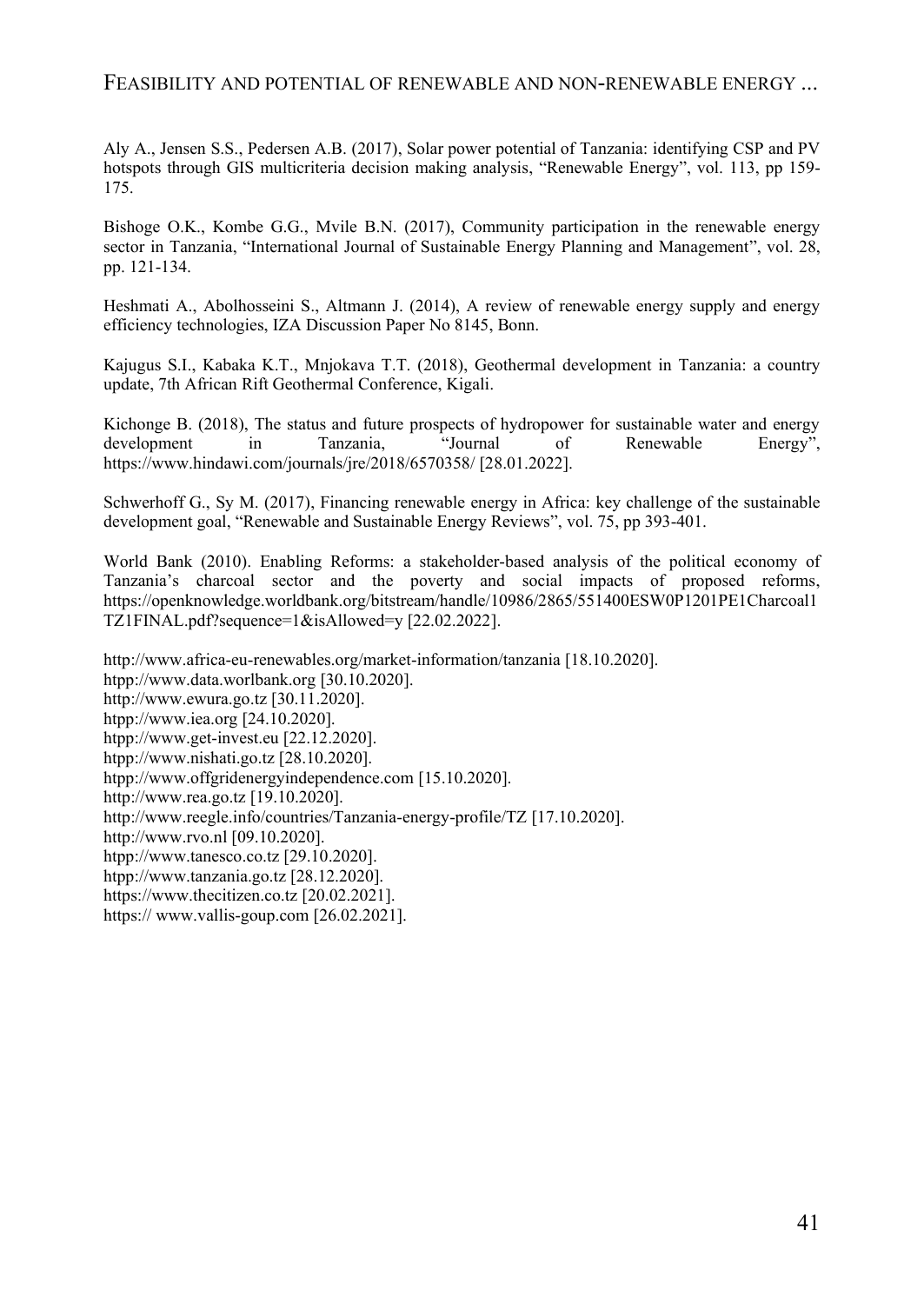Aly A., Jensen S.S., Pedersen A.B. (2017), Solar power potential of Tanzania: identifying CSP and PV hotspots through GIS multicriteria decision making analysis, "Renewable Energy", vol. 113, pp 159-175.

Bishoge O.K., Kombe G.G., Mvile B.N. (2017), Community participation in the renewable energy sector in Tanzania, "International Journal of Sustainable Energy Planning and Management", vol. 28, pp. 121-134.

Heshmati A., Abolhosseini S., Altmann J. (2014), A review of renewable energy supply and energy efficiency technologies, IZA Discussion Paper No 8145, Bonn.

Kajugus S.I., Kabaka K.T., Mnjokava T.T. (2018), Geothermal development in Tanzania: a country update, 7th African Rift Geothermal Conference, Kigali.

Kichonge B. (2018), The status and future prospects of hydropower for sustainable water and energy development in Tanzania, "Journal of Renewable Energy", https://www.hindawi.com/journals/jre/2018/6570358/ [28.01.2022].

Schwerhoff G., Sy M. (2017), Financing renewable energy in Africa: key challenge of the sustainable development goal, "Renewable and Sustainable Energy Reviews", vol. 75, pp 393-401.

World Bank (2010). Enabling Reforms: a stakeholder-based analysis of the political economy of Tanzania's charcoal sector and the poverty and social impacts of proposed reforms, https://openknowledge.worldbank.org/bitstream/handle/10986/2865/551400ESW0P1201PE1Charcoal1TZ1FINAL.pdf?sequence=1&isAllowed=y [22.02.2022].

http://www.africa-eu-renewables.org/market-information/tanzania [18.10.2020].
htpp://www.data.worlbank.org [30.10.2020].
http://www.ewura.go.tz [30.11.2020].
htpp://www.iea.org [24.10.2020].
htpp://www.get-invest.eu [22.12.2020].
htpp://www.nishati.go.tz [28.10.2020].
htpp://www.offgridenergyindependence.com [15.10.2020].
http://www.rea.go.tz [19.10.2020].
http://www.reegle.info/countries/Tanzania-energy-profile/TZ [17.10.2020].
http://www.rvo.nl [09.10.2020].
htpp://www.tanesco.co.tz [29.10.2020].
htpp://www.tanzania.go.tz [28.12.2020].
https://www.thecitizen.co.tz [20.02.2021].
https:// www.vallis-goup.com [26.02.2021].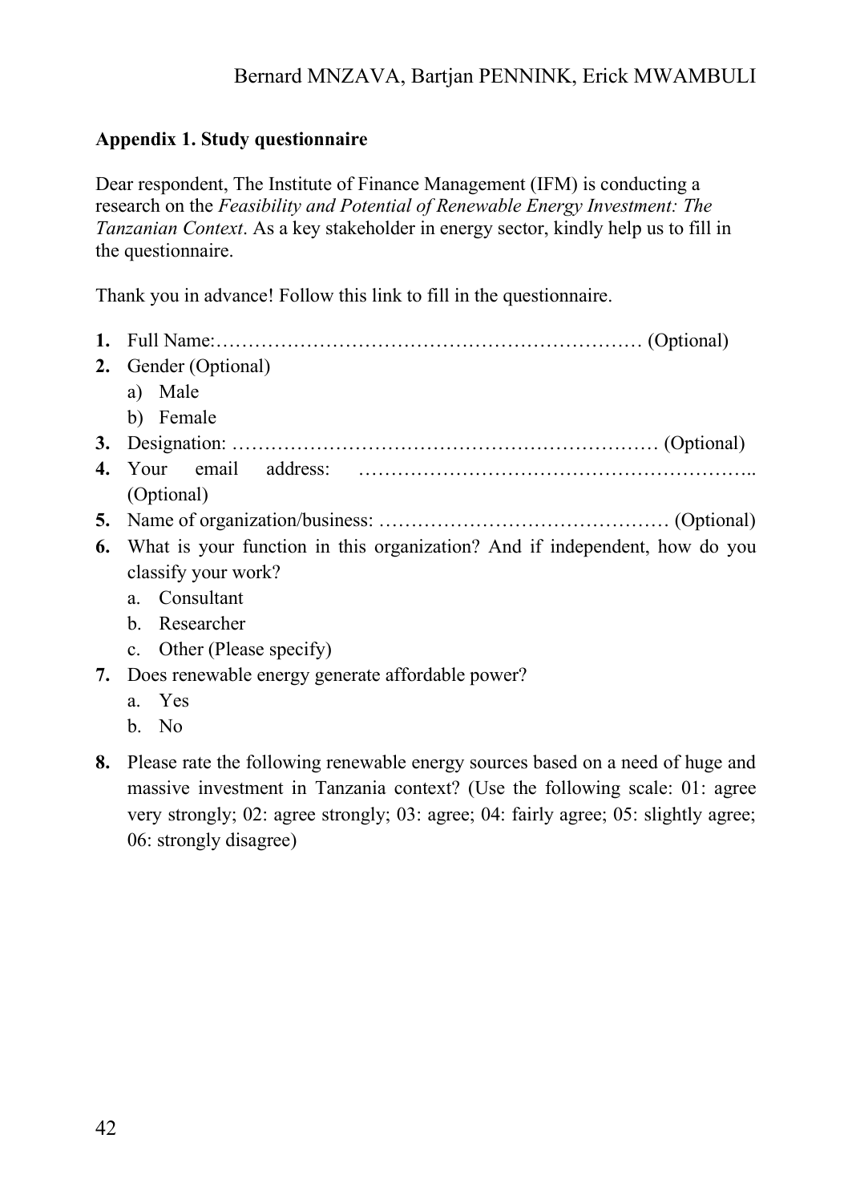**Appendix 1. Study questionnaire**

Dear respondent, The Institute of Finance Management (IFM) is conducting a research on the *Feasibility and Potential of Renewable Energy Investment: The Tanzanian Context*. As a key stakeholder in energy sector, kindly help us to fill in the questionnaire.

Thank you in advance! Follow this link to fill in the questionnaire.

1. Full Name:………………………………………………………… (Optional)
2. Gender (Optional)
   a) Male
   b) Female
3. Designation: ………………………………………………………… (Optional)
4. Your email address: ………………………………………………….. (Optional)
5. Name of organization/business: ……………………………………… (Optional)
6. What is your function in this organization? And if independent, how do you classify your work?
   a. Consultant
   b. Researcher
   c. Other (Please specify)
7. Does renewable energy generate affordable power?
   a. Yes
   b. No
8. Please rate the following renewable energy sources based on a need of huge and massive investment in Tanzania context? (Use the following scale: 01: agree very strongly; 02: agree strongly; 03: agree; 04: fairly agree; 05: slightly agree; 06: strongly disagree)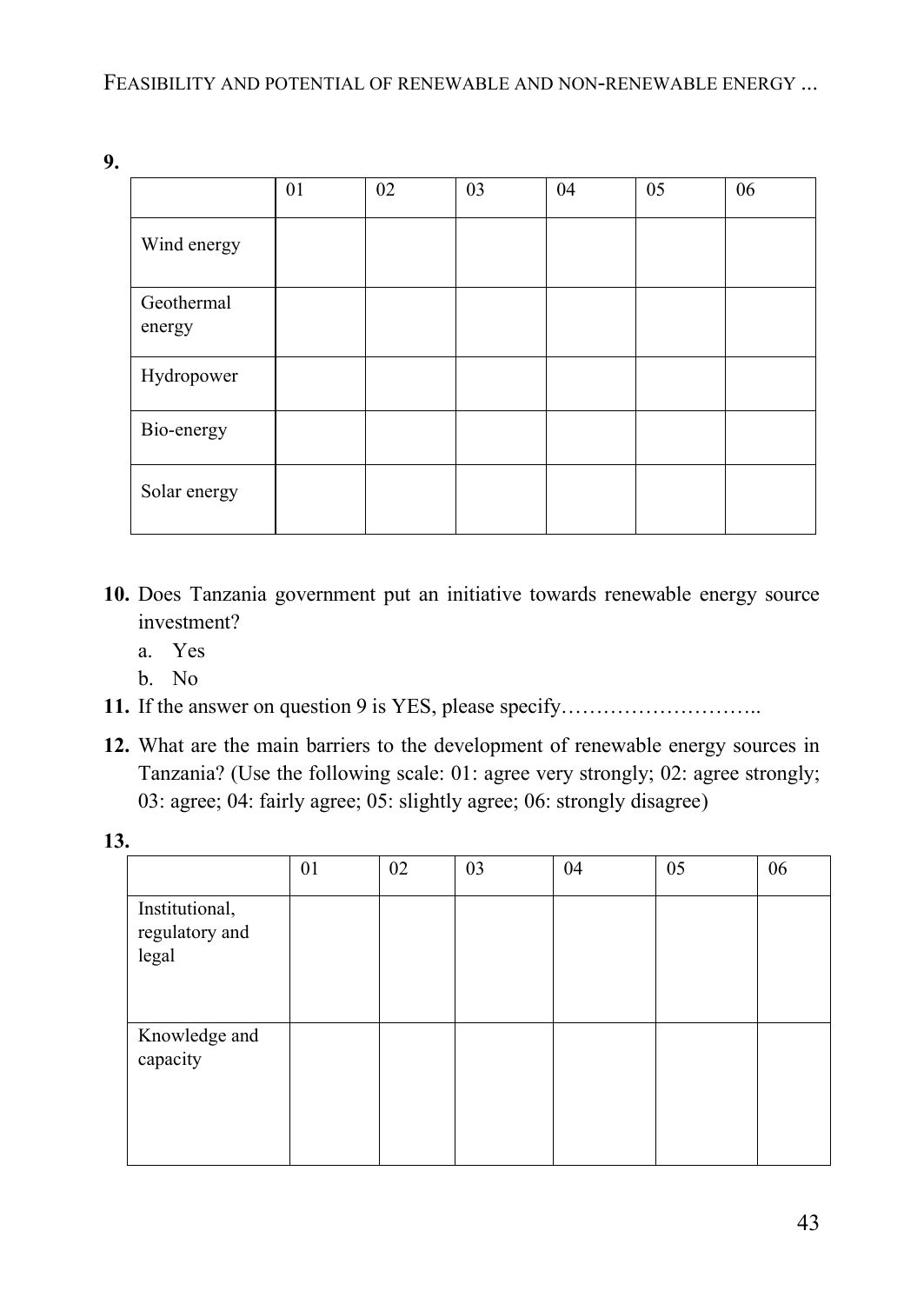**9.**

| | 01 | 02 | 03 | 04 | 05 | 06 |
|---|---|---|---|---|---|---|
| Wind energy | | | | | | |
| Geothermal energy | | | | | | |
| Hydropower | | | | | | |
| Bio-energy | | | | | | |
| Solar energy | | | | | | |

**10.** Does Tanzania government put an initiative towards renewable energy source investment?

a. Yes
b. No

**11.** If the answer on question 9 is YES, please specify………………………..

**12.** What are the main barriers to the development of renewable energy sources in Tanzania? (Use the following scale: 01: agree very strongly; 02: agree strongly; 03: agree; 04: fairly agree; 05: slightly agree; 06: strongly disagree)

**13.**

| | 01 | 02 | 03 | 04 | 05 | 06 |
|---|---|---|---|---|---|---|
| Institutional, regulatory and legal | | | | | | |
| Knowledge and capacity | | | | | | |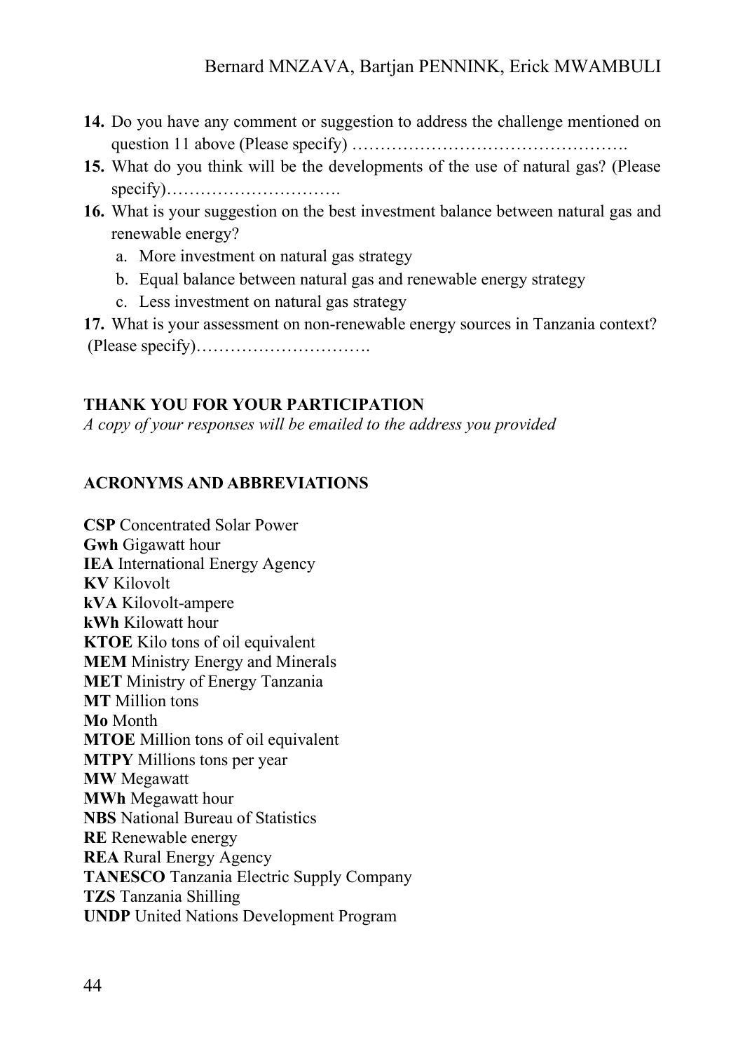14. Do you have any comment or suggestion to address the challenge mentioned on question 11 above (Please specify) ………………………………………….
15. What do you think will be the developments of the use of natural gas? (Please specify)………………………….
16. What is your suggestion on the best investment balance between natural gas and renewable energy?
    a. More investment on natural gas strategy
    b. Equal balance between natural gas and renewable energy strategy
    c. Less investment on natural gas strategy
17. What is your assessment on non-renewable energy sources in Tanzania context? (Please specify)………………………….

**THANK YOU FOR YOUR PARTICIPATION**

*A copy of your responses will be emailed to the address you provided*

**ACRONYMS AND ABBREVIATIONS**

**CSP** Concentrated Solar Power
**Gwh** Gigawatt hour
**IEA** International Energy Agency
**KV** Kilovolt
**kVA** Kilovolt-ampere
**kWh** Kilowatt hour
**KTOE** Kilo tons of oil equivalent
**MEM** Ministry Energy and Minerals
**MET** Ministry of Energy Tanzania
**MT** Million tons
**Mo** Month
**MTOE** Million tons of oil equivalent
**MTPY** Millions tons per year
**MW** Megawatt
**MWh** Megawatt hour
**NBS** National Bureau of Statistics
**RE** Renewable energy
**REA** Rural Energy Agency
**TANESCO** Tanzania Electric Supply Company
**TZS** Tanzania Shilling
**UNDP** United Nations Development Program